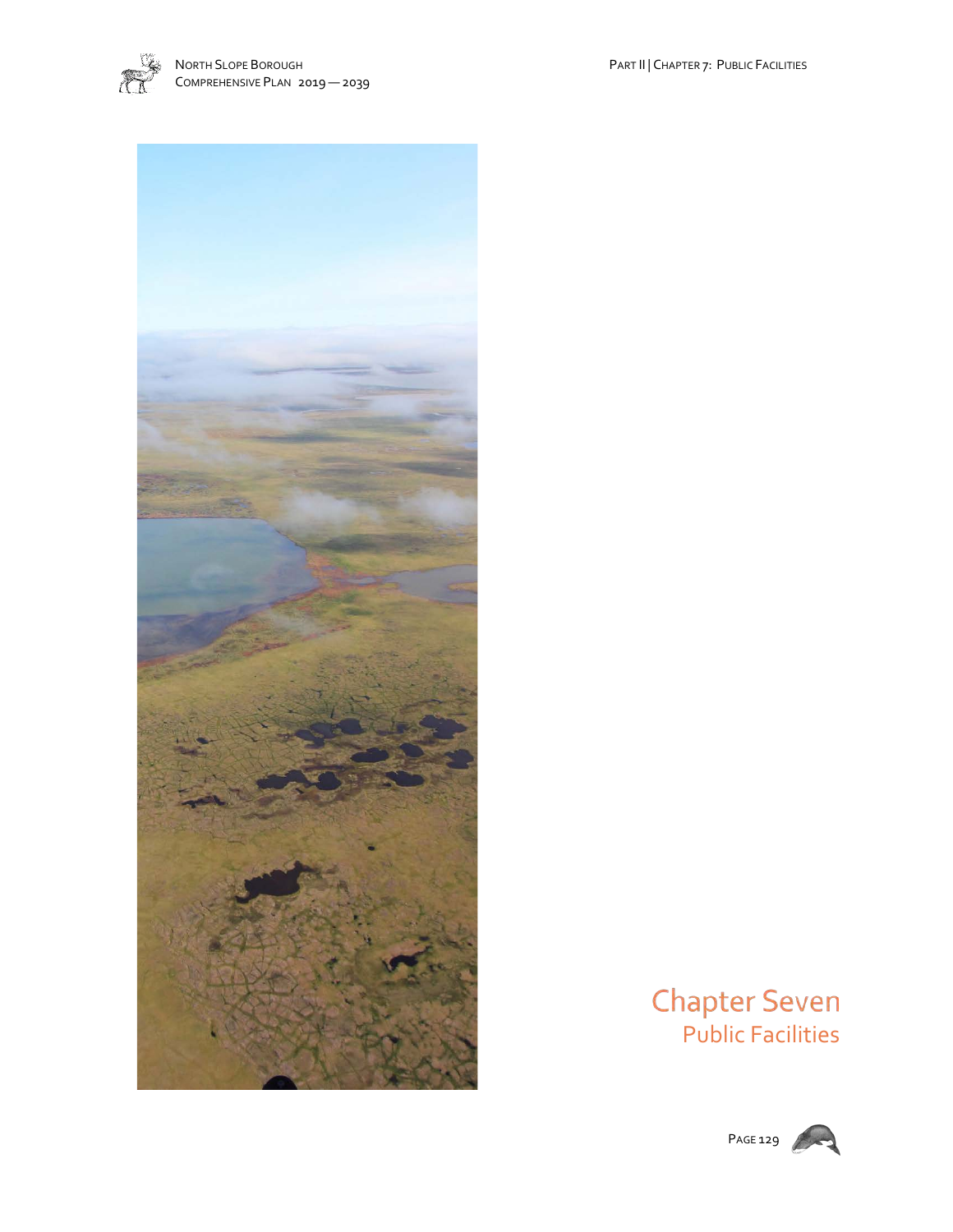# Chapter Seven
## Public Facilities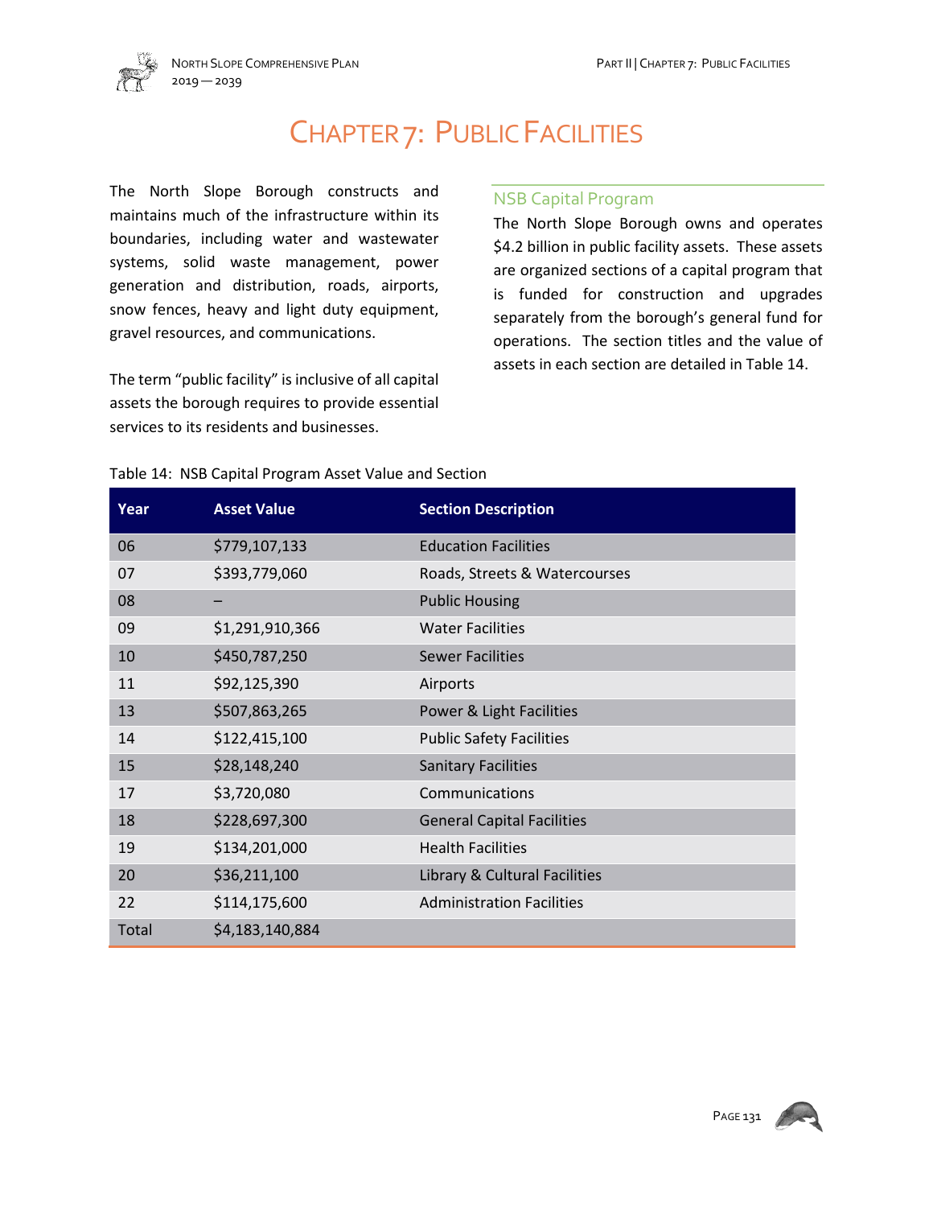# Chapter 7: Public Facilities

The North Slope Borough constructs and maintains much of the infrastructure within its boundaries, including water and wastewater systems, solid waste management, power generation and distribution, roads, airports, snow fences, heavy and light duty equipment, gravel resources, and communications.

The term "public facility" is inclusive of all capital assets the borough requires to provide essential services to its residents and businesses.

## NSB Capital Program

The North Slope Borough owns and operates $4.2 billion in public facility assets. These assets are organized sections of a capital program that is funded for construction and upgrades separately from the borough's general fund for operations. The section titles and the value of assets in each section are detailed in Table 14.

Table 14: NSB Capital Program Asset Value and Section

| Year | Asset Value | Section Description |
|---|---|---|
| 06 | $779,107,133 | Education Facilities |
| 07 | $393,779,060 | Roads, Streets & Watercourses |
| 08 | – | Public Housing |
| 09 | $1,291,910,366 | Water Facilities |
| 10 | $450,787,250 | Sewer Facilities |
| 11 | $92,125,390 | Airports |
| 13 | $507,863,265 | Power & Light Facilities |
| 14 | $122,415,100 | Public Safety Facilities |
| 15 | $28,148,240 | Sanitary Facilities |
| 17 | $3,720,080 | Communications |
| 18 | $228,697,300 | General Capital Facilities |
| 19 | $134,201,000 | Health Facilities |
| 20 | $36,211,100 | Library & Cultural Facilities |
| 22 | $114,175,600 | Administration Facilities |
| Total | $4,183,140,884 | |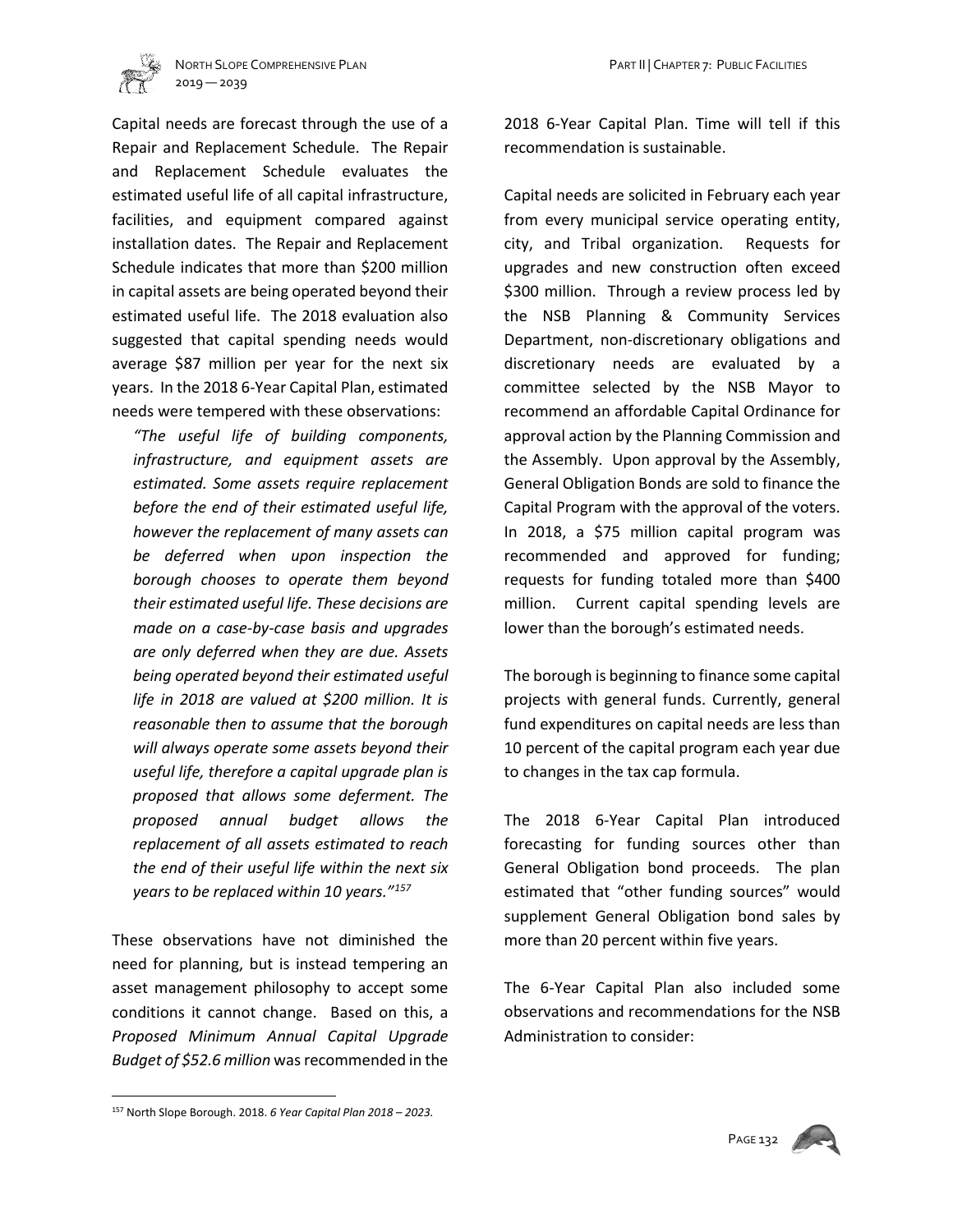Capital needs are forecast through the use of a Repair and Replacement Schedule. The Repair and Replacement Schedule evaluates the estimated useful life of all capital infrastructure, facilities, and equipment compared against installation dates. The Repair and Replacement Schedule indicates that more than $200 million in capital assets are being operated beyond their estimated useful life. The 2018 evaluation also suggested that capital spending needs would average $87 million per year for the next six years. In the 2018 6-Year Capital Plan, estimated needs were tempered with these observations:

> *"The useful life of building components, infrastructure, and equipment assets are estimated. Some assets require replacement before the end of their estimated useful life, however the replacement of many assets can be deferred when upon inspection the borough chooses to operate them beyond their estimated useful life. These decisions are made on a case-by-case basis and upgrades are only deferred when they are due. Assets being operated beyond their estimated useful life in 2018 are valued at $200 million. It is reasonable then to assume that the borough will always operate some assets beyond their useful life, therefore a capital upgrade plan is proposed that allows some deferment. The proposed annual budget allows the replacement of all assets estimated to reach the end of their useful life within the next six years to be replaced within 10 years."*[157]

These observations have not diminished the need for planning, but is instead tempering an asset management philosophy to accept some conditions it cannot change. Based on this, a *Proposed Minimum Annual Capital Upgrade Budget of $52.6 million* was recommended in the 2018 6-Year Capital Plan. Time will tell if this recommendation is sustainable.

Capital needs are solicited in February each year from every municipal service operating entity, city, and Tribal organization. Requests for upgrades and new construction often exceed $300 million. Through a review process led by the NSB Planning & Community Services Department, non-discretionary obligations and discretionary needs are evaluated by a committee selected by the NSB Mayor to recommend an affordable Capital Ordinance for approval action by the Planning Commission and the Assembly. Upon approval by the Assembly, General Obligation Bonds are sold to finance the Capital Program with the approval of the voters. In 2018, a $75 million capital program was recommended and approved for funding; requests for funding totaled more than $400 million. Current capital spending levels are lower than the borough's estimated needs.

The borough is beginning to finance some capital projects with general funds. Currently, general fund expenditures on capital needs are less than 10 percent of the capital program each year due to changes in the tax cap formula.

The 2018 6-Year Capital Plan introduced forecasting for funding sources other than General Obligation bond proceeds. The plan estimated that "other funding sources" would supplement General Obligation bond sales by more than 20 percent within five years.

The 6-Year Capital Plan also included some observations and recommendations for the NSB Administration to consider:

---

[157] North Slope Borough. 2018. *6 Year Capital Plan 2018 – 2023.*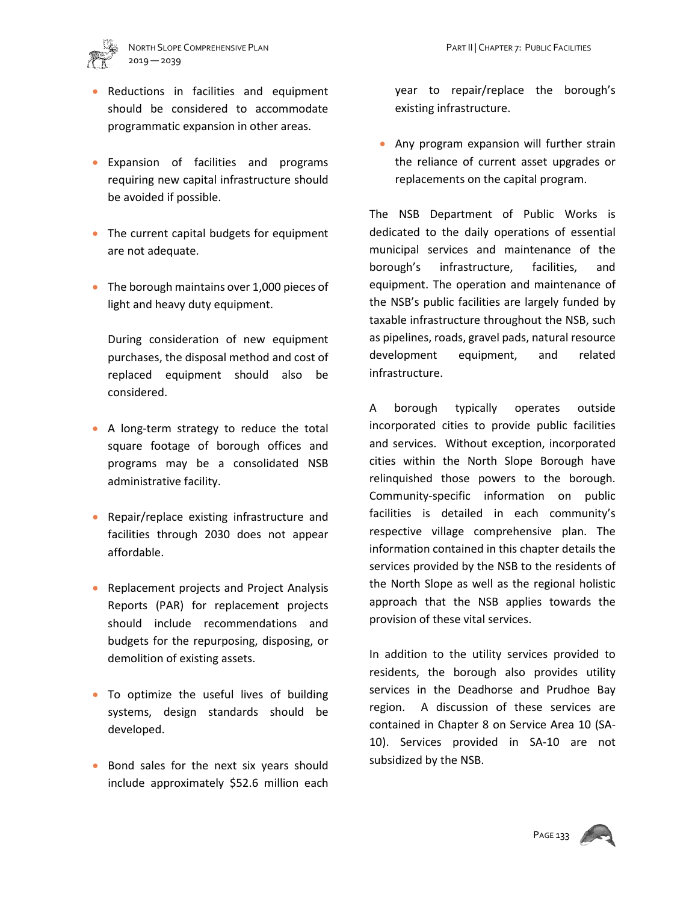- Reductions in facilities and equipment should be considered to accommodate programmatic expansion in other areas.

- Expansion of facilities and programs requiring new capital infrastructure should be avoided if possible.

- The current capital budgets for equipment are not adequate.

- The borough maintains over 1,000 pieces of light and heavy duty equipment.

  During consideration of new equipment purchases, the disposal method and cost of replaced equipment should also be considered.

- A long-term strategy to reduce the total square footage of borough offices and programs may be a consolidated NSB administrative facility.

- Repair/replace existing infrastructure and facilities through 2030 does not appear affordable.

- Replacement projects and Project Analysis Reports (PAR) for replacement projects should include recommendations and budgets for the repurposing, disposing, or demolition of existing assets.

- To optimize the useful lives of building systems, design standards should be developed.

- Bond sales for the next six years should include approximately $52.6 million each year to repair/replace the borough's existing infrastructure.

- Any program expansion will further strain the reliance of current asset upgrades or replacements on the capital program.

The NSB Department of Public Works is dedicated to the daily operations of essential municipal services and maintenance of the borough's infrastructure, facilities, and equipment. The operation and maintenance of the NSB's public facilities are largely funded by taxable infrastructure throughout the NSB, such as pipelines, roads, gravel pads, natural resource development equipment, and related infrastructure.

A borough typically operates outside incorporated cities to provide public facilities and services. Without exception, incorporated cities within the North Slope Borough have relinquished those powers to the borough. Community-specific information on public facilities is detailed in each community's respective village comprehensive plan. The information contained in this chapter details the services provided by the NSB to the residents of the North Slope as well as the regional holistic approach that the NSB applies towards the provision of these vital services.

In addition to the utility services provided to residents, the borough also provides utility services in the Deadhorse and Prudhoe Bay region. A discussion of these services are contained in Chapter 8 on Service Area 10 (SA-10). Services provided in SA-10 are not subsidized by the NSB.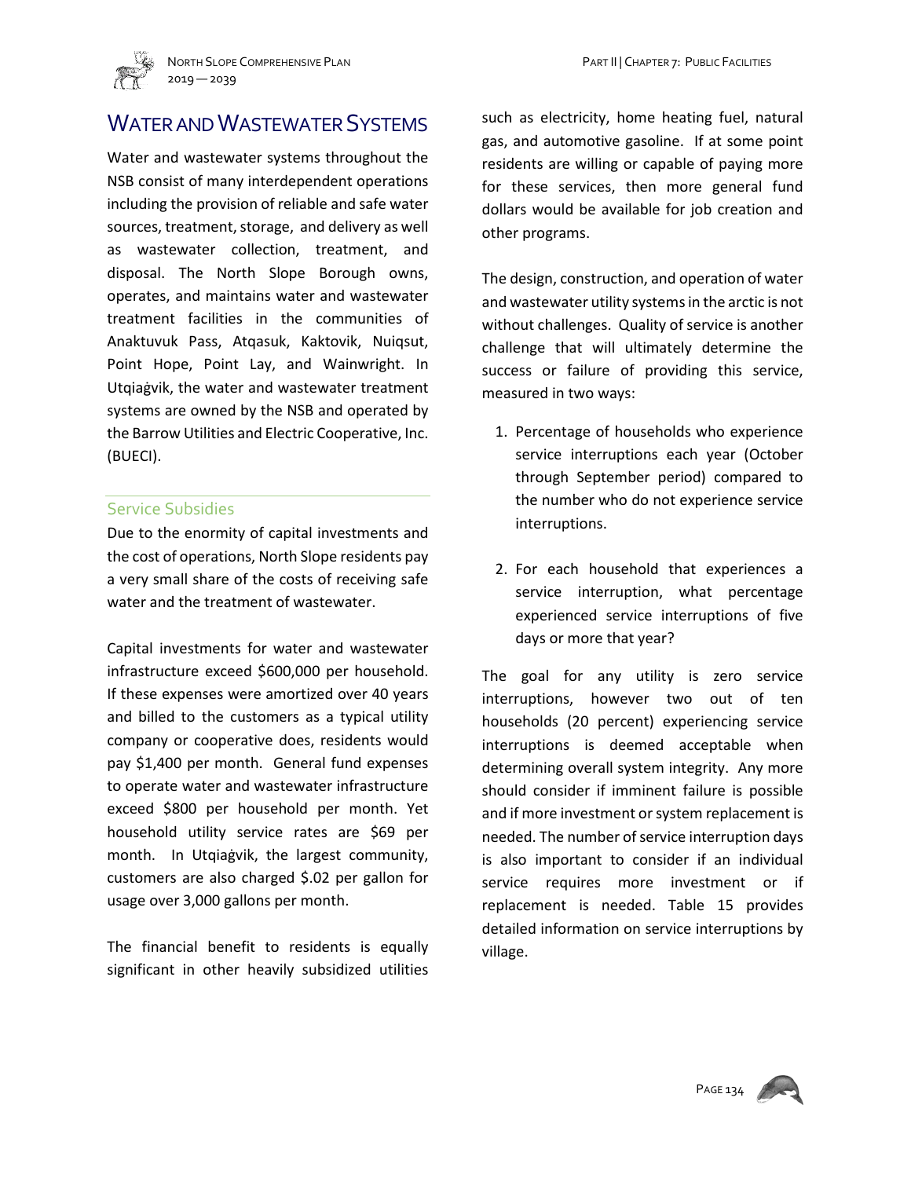# Water and Wastewater Systems

Water and wastewater systems throughout the NSB consist of many interdependent operations including the provision of reliable and safe water sources, treatment, storage, and delivery as well as wastewater collection, treatment, and disposal. The North Slope Borough owns, operates, and maintains water and wastewater treatment facilities in the communities of Anaktuvuk Pass, Atqasuk, Kaktovik, Nuiqsut, Point Hope, Point Lay, and Wainwright. In Utqiaġvik, the water and wastewater treatment systems are owned by the NSB and operated by the Barrow Utilities and Electric Cooperative, Inc. (BUECI).

## Service Subsidies

Due to the enormity of capital investments and the cost of operations, North Slope residents pay a very small share of the costs of receiving safe water and the treatment of wastewater.

Capital investments for water and wastewater infrastructure exceed $600,000 per household. If these expenses were amortized over 40 years and billed to the customers as a typical utility company or cooperative does, residents would pay $1,400 per month. General fund expenses to operate water and wastewater infrastructure exceed $800 per household per month. Yet household utility service rates are $69 per month. In Utqiaġvik, the largest community, customers are also charged $.02 per gallon for usage over 3,000 gallons per month.

The financial benefit to residents is equally significant in other heavily subsidized utilities such as electricity, home heating fuel, natural gas, and automotive gasoline. If at some point residents are willing or capable of paying more for these services, then more general fund dollars would be available for job creation and other programs.

The design, construction, and operation of water and wastewater utility systems in the arctic is not without challenges. Quality of service is another challenge that will ultimately determine the success or failure of providing this service, measured in two ways:

1. Percentage of households who experience service interruptions each year (October through September period) compared to the number who do not experience service interruptions.

2. For each household that experiences a service interruption, what percentage experienced service interruptions of five days or more that year?

The goal for any utility is zero service interruptions, however two out of ten households (20 percent) experiencing service interruptions is deemed acceptable when determining overall system integrity. Any more should consider if imminent failure is possible and if more investment or system replacement is needed. The number of service interruption days is also important to consider if an individual service requires more investment or if replacement is needed. Table 15 provides detailed information on service interruptions by village.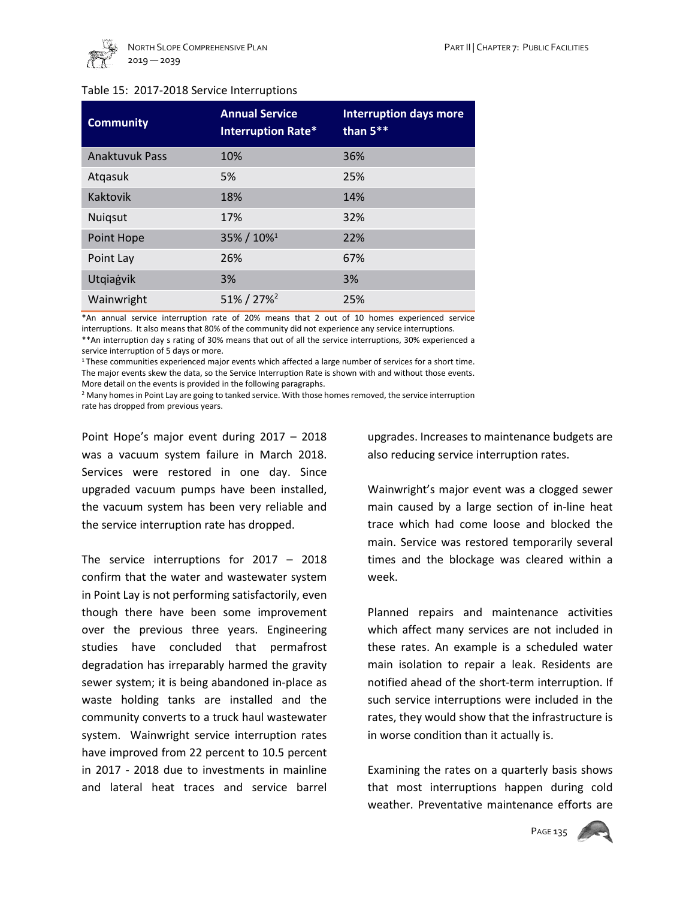Table 15: 2017-2018 Service Interruptions

| Community | Annual Service Interruption Rate* | Interruption days more than 5** |
|---|---|---|
| Anaktuvuk Pass | 10% | 36% |
| Atqasuk | 5% | 25% |
| Kaktovik | 18% | 14% |
| Nuiqsut | 17% | 32% |
| Point Hope | 35% / 10%[1] | 22% |
| Point Lay | 26% | 67% |
| Utqiaġvik | 3% | 3% |
| Wainwright | 51% / 27%[2] | 25% |

*An annual service interruption rate of 20% means that 2 out of 10 homes experienced service interruptions. It also means that 80% of the community did not experience any service interruptions.

**An interruption day s rating of 30% means that out of all the service interruptions, 30% experienced a service interruption of 5 days or more.

[1] These communities experienced major events which affected a large number of services for a short time. The major events skew the data, so the Service Interruption Rate is shown with and without those events. More detail on the events is provided in the following paragraphs.

[2] Many homes in Point Lay are going to tanked service. With those homes removed, the service interruption rate has dropped from previous years.

Point Hope's major event during 2017 – 2018 was a vacuum system failure in March 2018. Services were restored in one day. Since upgraded vacuum pumps have been installed, the vacuum system has been very reliable and the service interruption rate has dropped.

The service interruptions for 2017 – 2018 confirm that the water and wastewater system in Point Lay is not performing satisfactorily, even though there have been some improvement over the previous three years. Engineering studies have concluded that permafrost degradation has irreparably harmed the gravity sewer system; it is being abandoned in-place as waste holding tanks are installed and the community converts to a truck haul wastewater system. Wainwright service interruption rates have improved from 22 percent to 10.5 percent in 2017 - 2018 due to investments in mainline and lateral heat traces and service barrel upgrades. Increases to maintenance budgets are also reducing service interruption rates.

Wainwright's major event was a clogged sewer main caused by a large section of in-line heat trace which had come loose and blocked the main. Service was restored temporarily several times and the blockage was cleared within a week.

Planned repairs and maintenance activities which affect many services are not included in these rates. An example is a scheduled water main isolation to repair a leak. Residents are notified ahead of the short-term interruption. If such service interruptions were included in the rates, they would show that the infrastructure is in worse condition than it actually is.

Examining the rates on a quarterly basis shows that most interruptions happen during cold weather. Preventative maintenance efforts are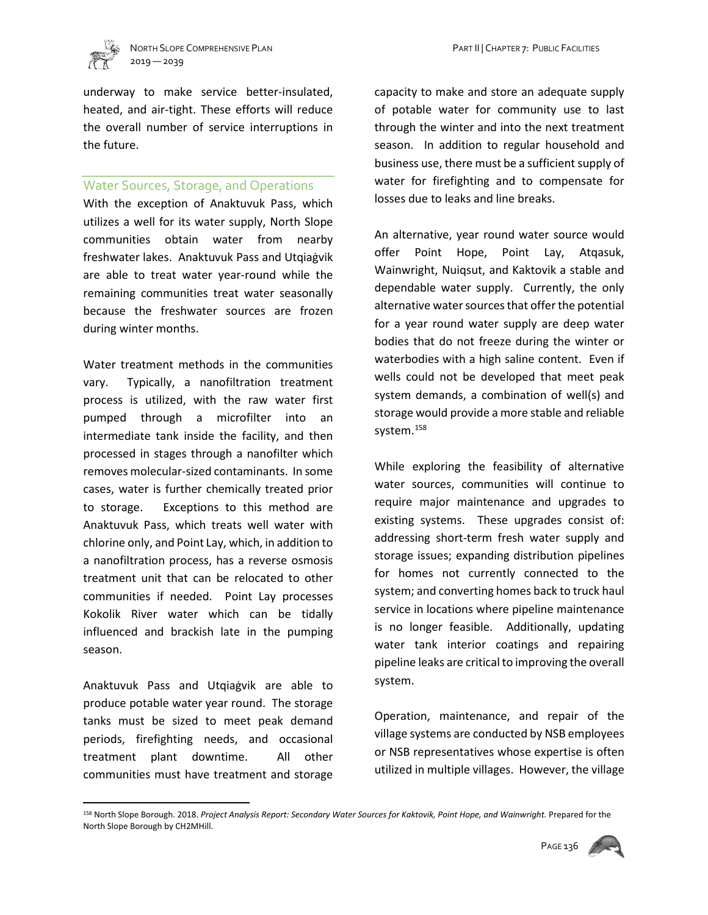underway to make service better-insulated, heated, and air-tight. These efforts will reduce the overall number of service interruptions in the future.

### Water Sources, Storage, and Operations

With the exception of Anaktuvuk Pass, which utilizes a well for its water supply, North Slope communities obtain water from nearby freshwater lakes. Anaktuvuk Pass and Utqiaġvik are able to treat water year-round while the remaining communities treat water seasonally because the freshwater sources are frozen during winter months.

Water treatment methods in the communities vary. Typically, a nanofiltration treatment process is utilized, with the raw water first pumped through a microfilter into an intermediate tank inside the facility, and then processed in stages through a nanofilter which removes molecular-sized contaminants. In some cases, water is further chemically treated prior to storage. Exceptions to this method are Anaktuvuk Pass, which treats well water with chlorine only, and Point Lay, which, in addition to a nanofiltration process, has a reverse osmosis treatment unit that can be relocated to other communities if needed. Point Lay processes Kokolik River water which can be tidally influenced and brackish late in the pumping season.

Anaktuvuk Pass and Utqiaġvik are able to produce potable water year round. The storage tanks must be sized to meet peak demand periods, firefighting needs, and occasional treatment plant downtime. All other communities must have treatment and storage capacity to make and store an adequate supply of potable water for community use to last through the winter and into the next treatment season. In addition to regular household and business use, there must be a sufficient supply of water for firefighting and to compensate for losses due to leaks and line breaks.

An alternative, year round water source would offer Point Hope, Point Lay, Atqasuk, Wainwright, Nuiqsut, and Kaktovik a stable and dependable water supply. Currently, the only alternative water sources that offer the potential for a year round water supply are deep water bodies that do not freeze during the winter or waterbodies with a high saline content. Even if wells could not be developed that meet peak system demands, a combination of well(s) and storage would provide a more stable and reliable system.[158]

While exploring the feasibility of alternative water sources, communities will continue to require major maintenance and upgrades to existing systems. These upgrades consist of: addressing short-term fresh water supply and storage issues; expanding distribution pipelines for homes not currently connected to the system; and converting homes back to truck haul service in locations where pipeline maintenance is no longer feasible. Additionally, updating water tank interior coatings and repairing pipeline leaks are critical to improving the overall system.

Operation, maintenance, and repair of the village systems are conducted by NSB employees or NSB representatives whose expertise is often utilized in multiple villages. However, the village

---

[158] North Slope Borough. 2018. *Project Analysis Report: Secondary Water Sources for Kaktovik, Point Hope, and Wainwright.* Prepared for the North Slope Borough by CH2MHill.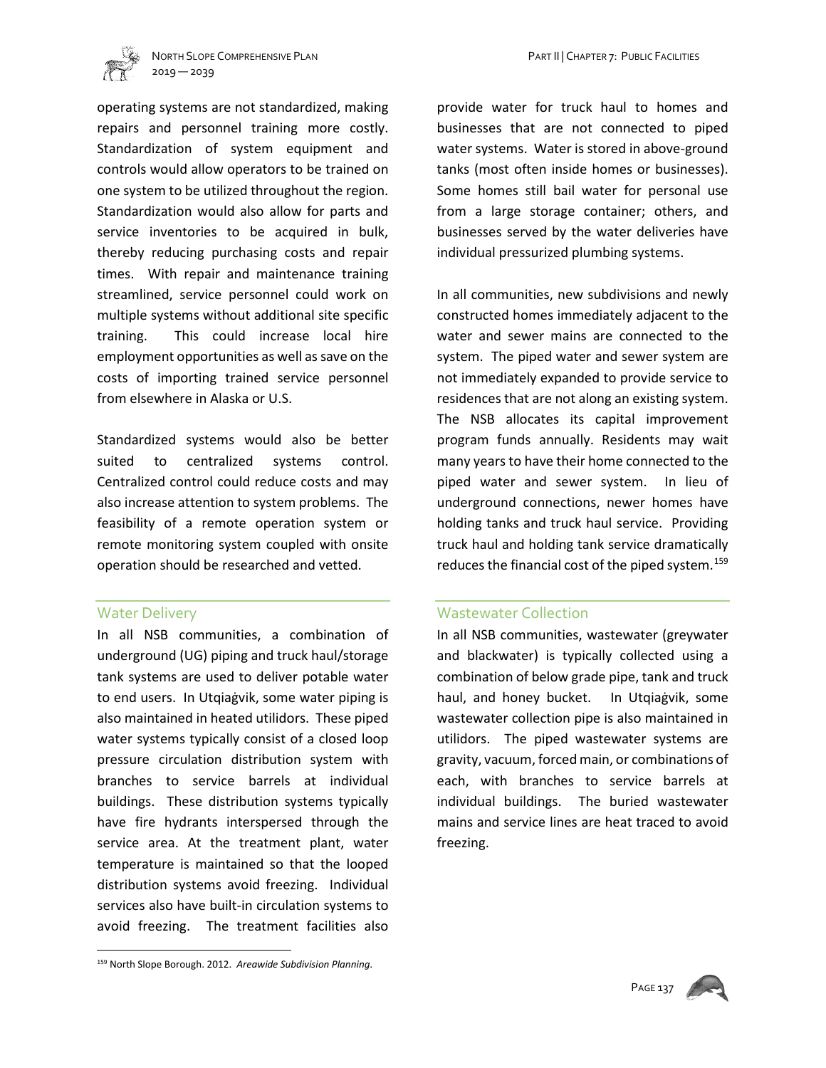operating systems are not standardized, making repairs and personnel training more costly. Standardization of system equipment and controls would allow operators to be trained on one system to be utilized throughout the region. Standardization would also allow for parts and service inventories to be acquired in bulk, thereby reducing purchasing costs and repair times. With repair and maintenance training streamlined, service personnel could work on multiple systems without additional site specific training. This could increase local hire employment opportunities as well as save on the costs of importing trained service personnel from elsewhere in Alaska or U.S.

Standardized systems would also be better suited to centralized systems control. Centralized control could reduce costs and may also increase attention to system problems. The feasibility of a remote operation system or remote monitoring system coupled with onsite operation should be researched and vetted.

### Water Delivery

In all NSB communities, a combination of underground (UG) piping and truck haul/storage tank systems are used to deliver potable water to end users. In Utqiaġvik, some water piping is also maintained in heated utilidors. These piped water systems typically consist of a closed loop pressure circulation distribution system with branches to service barrels at individual buildings. These distribution systems typically have fire hydrants interspersed through the service area. At the treatment plant, water temperature is maintained so that the looped distribution systems avoid freezing. Individual services also have built-in circulation systems to avoid freezing. The treatment facilities also provide water for truck haul to homes and businesses that are not connected to piped water systems. Water is stored in above-ground tanks (most often inside homes or businesses). Some homes still bail water for personal use from a large storage container; others, and businesses served by the water deliveries have individual pressurized plumbing systems.

In all communities, new subdivisions and newly constructed homes immediately adjacent to the water and sewer mains are connected to the system. The piped water and sewer system are not immediately expanded to provide service to residences that are not along an existing system. The NSB allocates its capital improvement program funds annually. Residents may wait many years to have their home connected to the piped water and sewer system. In lieu of underground connections, newer homes have holding tanks and truck haul service. Providing truck haul and holding tank service dramatically reduces the financial cost of the piped system.[159]

### Wastewater Collection

In all NSB communities, wastewater (greywater and blackwater) is typically collected using a combination of below grade pipe, tank and truck haul, and honey bucket. In Utqiaġvik, some wastewater collection pipe is also maintained in utilidors. The piped wastewater systems are gravity, vacuum, forced main, or combinations of each, with branches to service barrels at individual buildings. The buried wastewater mains and service lines are heat traced to avoid freezing.

---

[159] North Slope Borough. 2012. *Areawide Subdivision Planning.*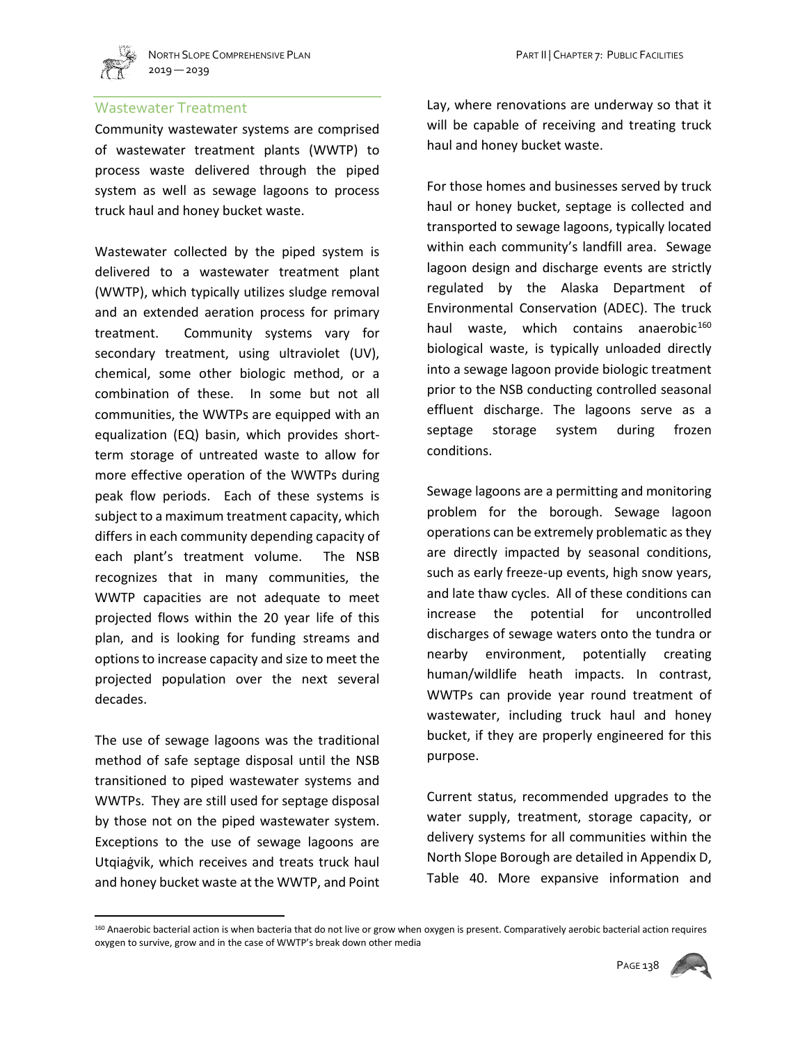## Wastewater Treatment

Community wastewater systems are comprised of wastewater treatment plants (WWTP) to process waste delivered through the piped system as well as sewage lagoons to process truck haul and honey bucket waste.

Wastewater collected by the piped system is delivered to a wastewater treatment plant (WWTP), which typically utilizes sludge removal and an extended aeration process for primary treatment. Community systems vary for secondary treatment, using ultraviolet (UV), chemical, some other biologic method, or a combination of these. In some but not all communities, the WWTPs are equipped with an equalization (EQ) basin, which provides short-term storage of untreated waste to allow for more effective operation of the WWTPs during peak flow periods. Each of these systems is subject to a maximum treatment capacity, which differs in each community depending capacity of each plant's treatment volume. The NSB recognizes that in many communities, the WWTP capacities are not adequate to meet projected flows within the 20 year life of this plan, and is looking for funding streams and options to increase capacity and size to meet the projected population over the next several decades.

The use of sewage lagoons was the traditional method of safe septage disposal until the NSB transitioned to piped wastewater systems and WWTPs. They are still used for septage disposal by those not on the piped wastewater system. Exceptions to the use of sewage lagoons are Utqiaġvik, which receives and treats truck haul and honey bucket waste at the WWTP, and Point Lay, where renovations are underway so that it will be capable of receiving and treating truck haul and honey bucket waste.

For those homes and businesses served by truck haul or honey bucket, septage is collected and transported to sewage lagoons, typically located within each community's landfill area. Sewage lagoon design and discharge events are strictly regulated by the Alaska Department of Environmental Conservation (ADEC). The truck haul waste, which contains anaerobic[160] biological waste, is typically unloaded directly into a sewage lagoon provide biologic treatment prior to the NSB conducting controlled seasonal effluent discharge. The lagoons serve as a septage storage system during frozen conditions.

Sewage lagoons are a permitting and monitoring problem for the borough. Sewage lagoon operations can be extremely problematic as they are directly impacted by seasonal conditions, such as early freeze-up events, high snow years, and late thaw cycles. All of these conditions can increase the potential for uncontrolled discharges of sewage waters onto the tundra or nearby environment, potentially creating human/wildlife heath impacts. In contrast, WWTPs can provide year round treatment of wastewater, including truck haul and honey bucket, if they are properly engineered for this purpose.

Current status, recommended upgrades to the water supply, treatment, storage capacity, or delivery systems for all communities within the North Slope Borough are detailed in Appendix D, Table 40. More expansive information and

---

[160] Anaerobic bacterial action is when bacteria that do not live or grow when oxygen is present. Comparatively aerobic bacterial action requires oxygen to survive, grow and in the case of WWTP's break down other media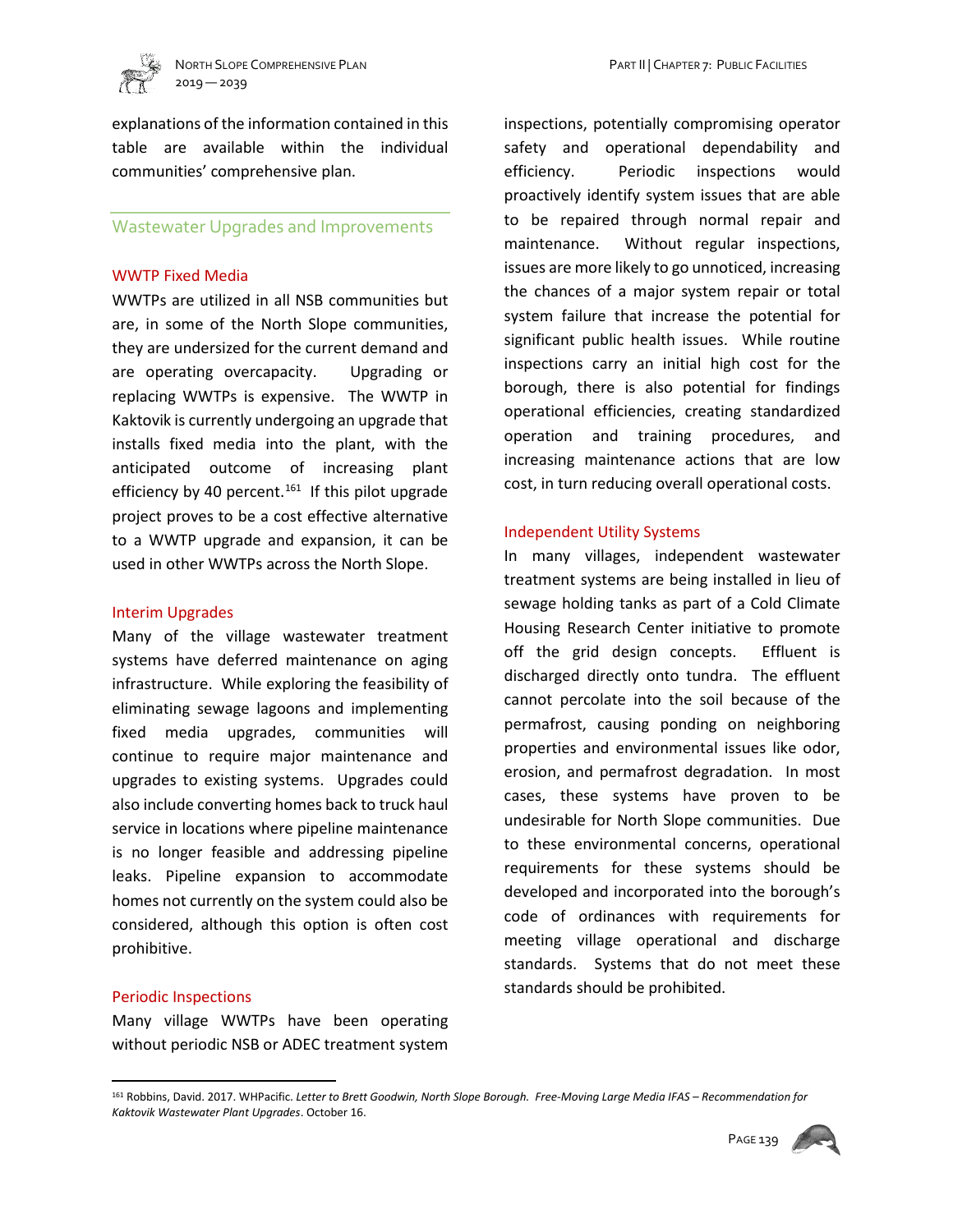explanations of the information contained in this table are available within the individual communities' comprehensive plan.

## Wastewater Upgrades and Improvements

### WWTP Fixed Media

WWTPs are utilized in all NSB communities but are, in some of the North Slope communities, they are undersized for the current demand and are operating overcapacity. Upgrading or replacing WWTPs is expensive. The WWTP in Kaktovik is currently undergoing an upgrade that installs fixed media into the plant, with the anticipated outcome of increasing plant efficiency by 40 percent.[161] If this pilot upgrade project proves to be a cost effective alternative to a WWTP upgrade and expansion, it can be used in other WWTPs across the North Slope.

### Interim Upgrades

Many of the village wastewater treatment systems have deferred maintenance on aging infrastructure. While exploring the feasibility of eliminating sewage lagoons and implementing fixed media upgrades, communities will continue to require major maintenance and upgrades to existing systems. Upgrades could also include converting homes back to truck haul service in locations where pipeline maintenance is no longer feasible and addressing pipeline leaks. Pipeline expansion to accommodate homes not currently on the system could also be considered, although this option is often cost prohibitive.

### Periodic Inspections

Many village WWTPs have been operating without periodic NSB or ADEC treatment system inspections, potentially compromising operator safety and operational dependability and efficiency. Periodic inspections would proactively identify system issues that are able to be repaired through normal repair and maintenance. Without regular inspections, issues are more likely to go unnoticed, increasing the chances of a major system repair or total system failure that increase the potential for significant public health issues. While routine inspections carry an initial high cost for the borough, there is also potential for findings operational efficiencies, creating standardized operation and training procedures, and increasing maintenance actions that are low cost, in turn reducing overall operational costs.

### Independent Utility Systems

In many villages, independent wastewater treatment systems are being installed in lieu of sewage holding tanks as part of a Cold Climate Housing Research Center initiative to promote off the grid design concepts. Effluent is discharged directly onto tundra. The effluent cannot percolate into the soil because of the permafrost, causing ponding on neighboring properties and environmental issues like odor, erosion, and permafrost degradation. In most cases, these systems have proven to be undesirable for North Slope communities. Due to these environmental concerns, operational requirements for these systems should be developed and incorporated into the borough's code of ordinances with requirements for meeting village operational and discharge standards. Systems that do not meet these standards should be prohibited.

---

[161] Robbins, David. 2017. WHPacific. *Letter to Brett Goodwin, North Slope Borough. Free-Moving Large Media IFAS – Recommendation for Kaktovik Wastewater Plant Upgrades*. October 16.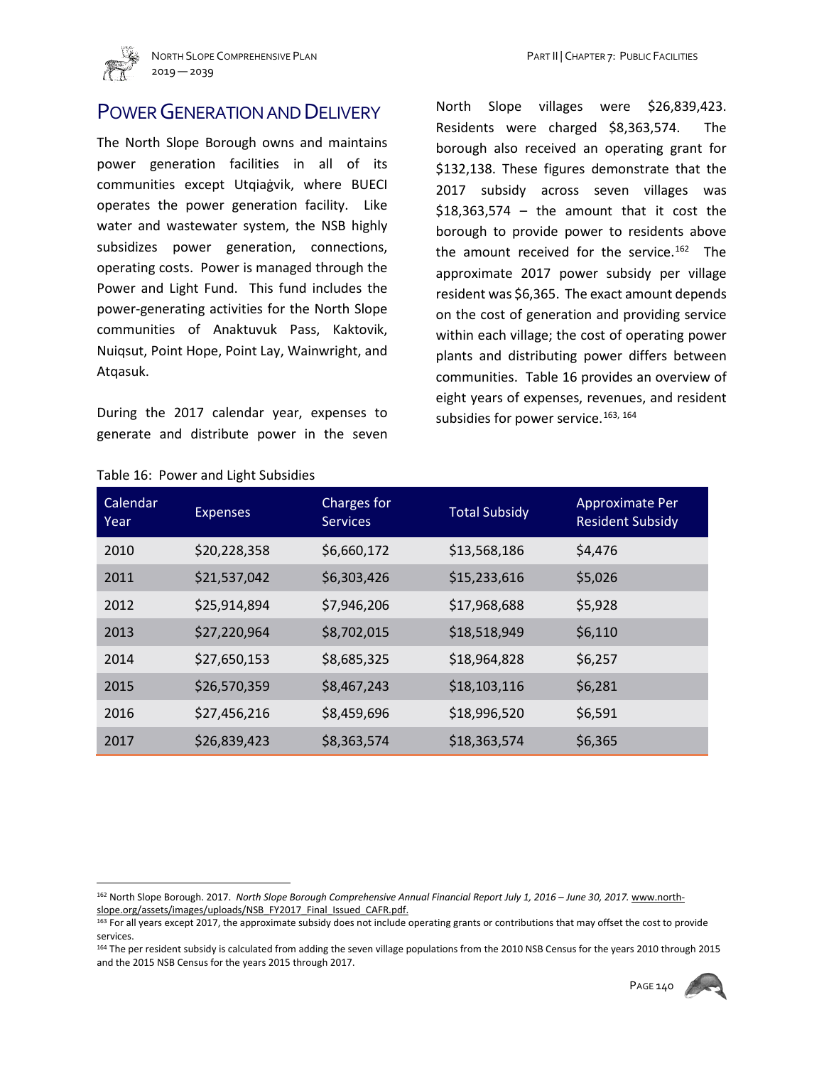## Power Generation and Delivery

The North Slope Borough owns and maintains power generation facilities in all of its communities except Utqiaġvik, where BUECI operates the power generation facility. Like water and wastewater system, the NSB highly subsidizes power generation, connections, operating costs. Power is managed through the Power and Light Fund. This fund includes the power-generating activities for the North Slope communities of Anaktuvuk Pass, Kaktovik, Nuiqsut, Point Hope, Point Lay, Wainwright, and Atqasuk.

During the 2017 calendar year, expenses to generate and distribute power in the seven North Slope villages were $26,839,423. Residents were charged $8,363,574. The borough also received an operating grant for $132,138. These figures demonstrate that the 2017 subsidy across seven villages was $18,363,574 – the amount that it cost the borough to provide power to residents above the amount received for the service.[162] The approximate 2017 power subsidy per village resident was $6,365. The exact amount depends on the cost of generation and providing service within each village; the cost of operating power plants and distributing power differs between communities. Table 16 provides an overview of eight years of expenses, revenues, and resident subsidies for power service.[163, 164]

Table 16: Power and Light Subsidies

| Calendar Year | Expenses | Charges for Services | Total Subsidy | Approximate Per Resident Subsidy |
|---|---|---|---|---|
| 2010 | $20,228,358 | $6,660,172 | $13,568,186 | $4,476 |
| 2011 | $21,537,042 | $6,303,426 | $15,233,616 | $5,026 |
| 2012 | $25,914,894 | $7,946,206 | $17,968,688 | $5,928 |
| 2013 | $27,220,964 | $8,702,015 | $18,518,949 | $6,110 |
| 2014 | $27,650,153 | $8,685,325 | $18,964,828 | $6,257 |
| 2015 | $26,570,359 | $8,467,243 | $18,103,116 | $6,281 |
| 2016 | $27,456,216 | $8,459,696 | $18,996,520 | $6,591 |
| 2017 | $26,839,423 | $8,363,574 | $18,363,574 | $6,365 |

[162] North Slope Borough. 2017. *North Slope Borough Comprehensive Annual Financial Report July 1, 2016 – June 30, 2017.* www.north-slope.org/assets/images/uploads/NSB_FY2017_Final_Issued_CAFR.pdf.

[163] For all years except 2017, the approximate subsidy does not include operating grants or contributions that may offset the cost to provide services.

[164] The per resident subsidy is calculated from adding the seven village populations from the 2010 NSB Census for the years 2010 through 2015 and the 2015 NSB Census for the years 2015 through 2017.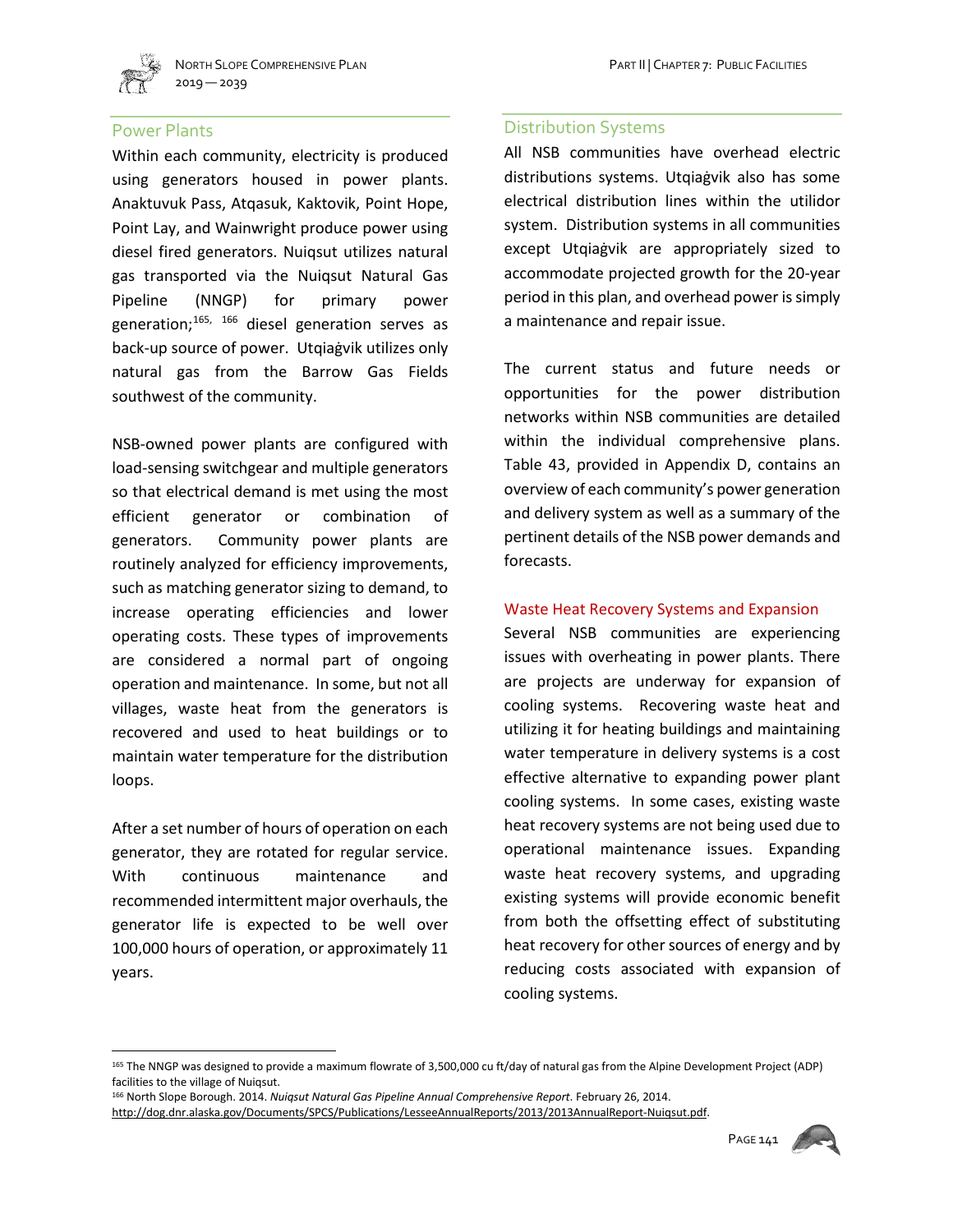## Power Plants

Within each community, electricity is produced using generators housed in power plants. Anaktuvuk Pass, Atqasuk, Kaktovik, Point Hope, Point Lay, and Wainwright produce power using diesel fired generators. Nuiqsut utilizes natural gas transported via the Nuiqsut Natural Gas Pipeline (NNGP) for primary power generation;[165, 166] diesel generation serves as back-up source of power. Utqiaġvik utilizes only natural gas from the Barrow Gas Fields southwest of the community.

NSB-owned power plants are configured with load-sensing switchgear and multiple generators so that electrical demand is met using the most efficient generator or combination of generators. Community power plants are routinely analyzed for efficiency improvements, such as matching generator sizing to demand, to increase operating efficiencies and lower operating costs. These types of improvements are considered a normal part of ongoing operation and maintenance. In some, but not all villages, waste heat from the generators is recovered and used to heat buildings or to maintain water temperature for the distribution loops.

After a set number of hours of operation on each generator, they are rotated for regular service. With continuous maintenance and recommended intermittent major overhauls, the generator life is expected to be well over 100,000 hours of operation, or approximately 11 years.

## Distribution Systems

All NSB communities have overhead electric distributions systems. Utqiaġvik also has some electrical distribution lines within the utilidor system. Distribution systems in all communities except Utqiaġvik are appropriately sized to accommodate projected growth for the 20-year period in this plan, and overhead power is simply a maintenance and repair issue.

The current status and future needs or opportunities for the power distribution networks within NSB communities are detailed within the individual comprehensive plans. Table 43, provided in Appendix D, contains an overview of each community's power generation and delivery system as well as a summary of the pertinent details of the NSB power demands and forecasts.

### Waste Heat Recovery Systems and Expansion

Several NSB communities are experiencing issues with overheating in power plants. There are projects are underway for expansion of cooling systems. Recovering waste heat and utilizing it for heating buildings and maintaining water temperature in delivery systems is a cost effective alternative to expanding power plant cooling systems. In some cases, existing waste heat recovery systems are not being used due to operational maintenance issues. Expanding waste heat recovery systems, and upgrading existing systems will provide economic benefit from both the offsetting effect of substituting heat recovery for other sources of energy and by reducing costs associated with expansion of cooling systems.

---

[165] The NNGP was designed to provide a maximum flowrate of 3,500,000 cu ft/day of natural gas from the Alpine Development Project (ADP) facilities to the village of Nuiqsut.

[166] North Slope Borough. 2014. *Nuiqsut Natural Gas Pipeline Annual Comprehensive Report*. February 26, 2014. http://dog.dnr.alaska.gov/Documents/SPCS/Publications/LesseeAnnualReports/2013/2013AnnualReport-Nuiqsut.pdf.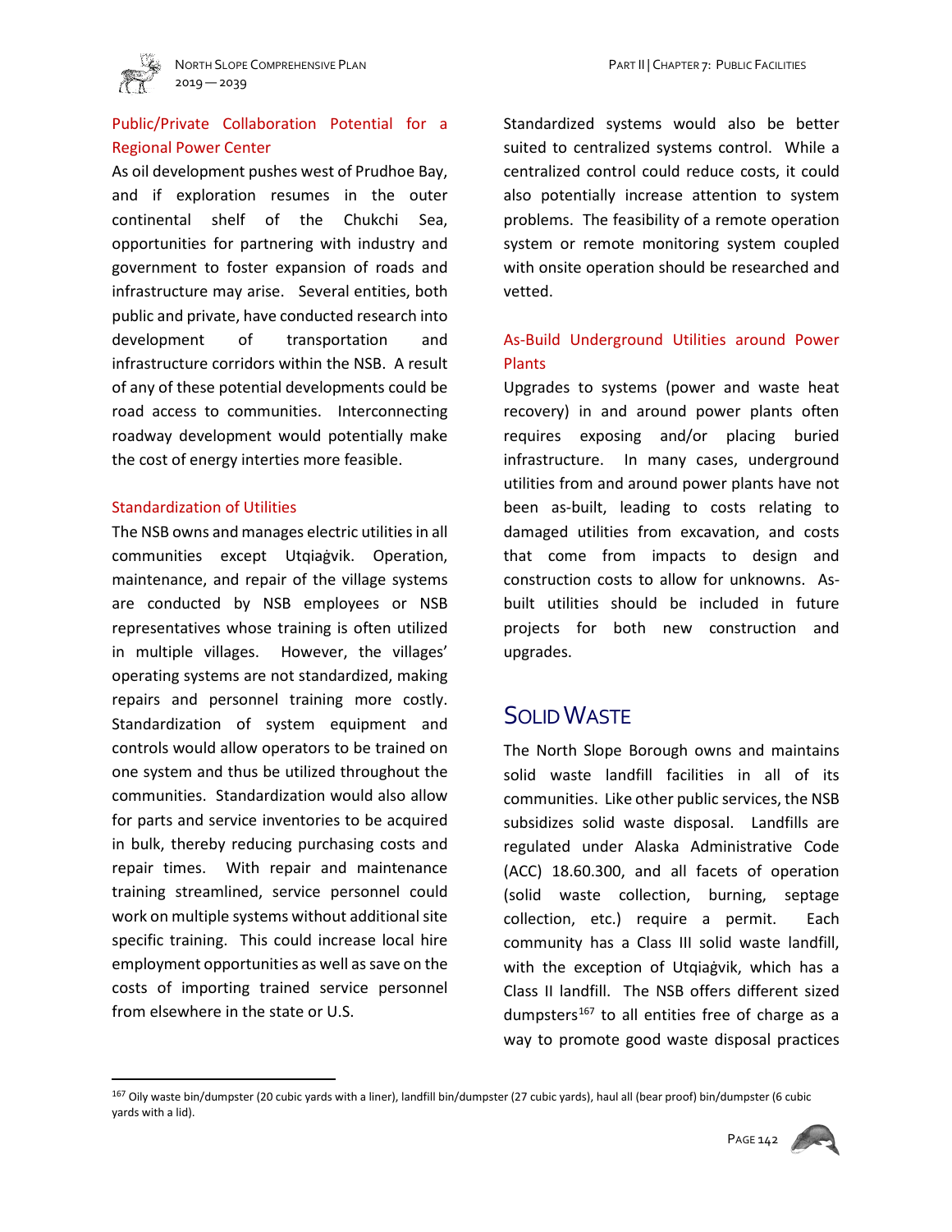### Public/Private Collaboration Potential for a Regional Power Center

As oil development pushes west of Prudhoe Bay, and if exploration resumes in the outer continental shelf of the Chukchi Sea, opportunities for partnering with industry and government to foster expansion of roads and infrastructure may arise. Several entities, both public and private, have conducted research into development of transportation and infrastructure corridors within the NSB. A result of any of these potential developments could be road access to communities. Interconnecting roadway development would potentially make the cost of energy interties more feasible.

### Standardization of Utilities

The NSB owns and manages electric utilities in all communities except Utqiaġvik. Operation, maintenance, and repair of the village systems are conducted by NSB employees or NSB representatives whose training is often utilized in multiple villages. However, the villages' operating systems are not standardized, making repairs and personnel training more costly. Standardization of system equipment and controls would allow operators to be trained on one system and thus be utilized throughout the communities. Standardization would also allow for parts and service inventories to be acquired in bulk, thereby reducing purchasing costs and repair times. With repair and maintenance training streamlined, service personnel could work on multiple systems without additional site specific training. This could increase local hire employment opportunities as well as save on the costs of importing trained service personnel from elsewhere in the state or U.S.

Standardized systems would also be better suited to centralized systems control. While a centralized control could reduce costs, it could also potentially increase attention to system problems. The feasibility of a remote operation system or remote monitoring system coupled with onsite operation should be researched and vetted.

### As-Build Underground Utilities around Power Plants

Upgrades to systems (power and waste heat recovery) in and around power plants often requires exposing and/or placing buried infrastructure. In many cases, underground utilities from and around power plants have not been as-built, leading to costs relating to damaged utilities from excavation, and costs that come from impacts to design and construction costs to allow for unknowns. As-built utilities should be included in future projects for both new construction and upgrades.

## Solid Waste

The North Slope Borough owns and maintains solid waste landfill facilities in all of its communities. Like other public services, the NSB subsidizes solid waste disposal. Landfills are regulated under Alaska Administrative Code (ACC) 18.60.300, and all facets of operation (solid waste collection, burning, septage collection, etc.) require a permit. Each community has a Class III solid waste landfill, with the exception of Utqiaġvik, which has a Class II landfill. The NSB offers different sized dumpsters[167] to all entities free of charge as a way to promote good waste disposal practices

[167] Oily waste bin/dumpster (20 cubic yards with a liner), landfill bin/dumpster (27 cubic yards), haul all (bear proof) bin/dumpster (6 cubic yards with a lid).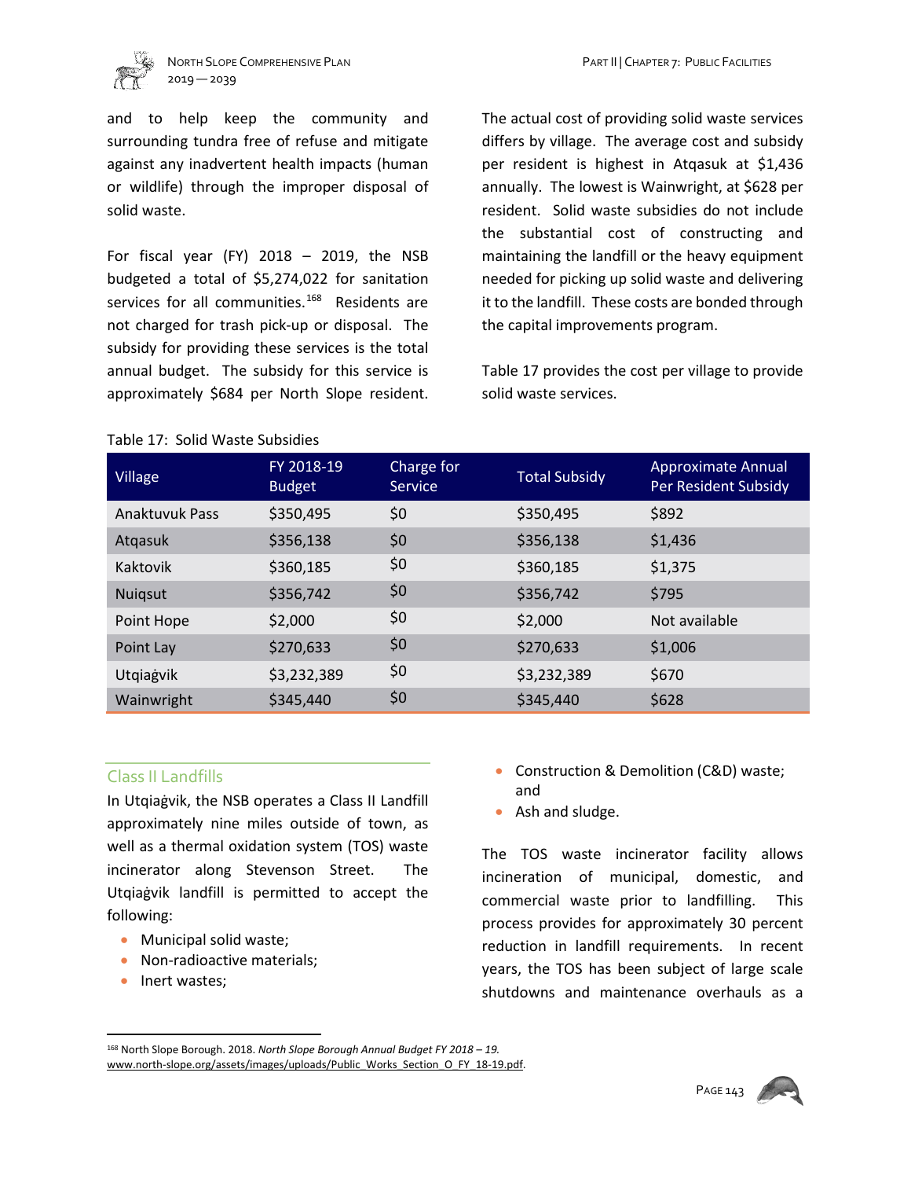and to help keep the community and surrounding tundra free of refuse and mitigate against any inadvertent health impacts (human or wildlife) through the improper disposal of solid waste.

For fiscal year (FY) 2018 – 2019, the NSB budgeted a total of $5,274,022 for sanitation services for all communities.[168] Residents are not charged for trash pick-up or disposal. The subsidy for providing these services is the total annual budget. The subsidy for this service is approximately $684 per North Slope resident.

The actual cost of providing solid waste services differs by village. The average cost and subsidy per resident is highest in Atqasuk at $1,436 annually. The lowest is Wainwright, at $628 per resident. Solid waste subsidies do not include the substantial cost of constructing and maintaining the landfill or the heavy equipment needed for picking up solid waste and delivering it to the landfill. These costs are bonded through the capital improvements program.

Table 17 provides the cost per village to provide solid waste services.

Table 17: Solid Waste Subsidies

| Village | FY 2018-19 Budget | Charge for Service | Total Subsidy | Approximate Annual Per Resident Subsidy |
|---|---|---|---|---|
| Anaktuvuk Pass | $350,495 | $0 | $350,495 | $892 |
| Atqasuk | $356,138 | $0 | $356,138 | $1,436 |
| Kaktovik | $360,185 | $0 | $360,185 | $1,375 |
| Nuiqsut | $356,742 | $0 | $356,742 | $795 |
| Point Hope | $2,000 | $0 | $2,000 | Not available |
| Point Lay | $270,633 | $0 | $270,633 | $1,006 |
| Utqiaġvik | $3,232,389 | $0 | $3,232,389 | $670 |
| Wainwright | $345,440 | $0 | $345,440 | $628 |

## Class II Landfills

In Utqiaġvik, the NSB operates a Class II Landfill approximately nine miles outside of town, as well as a thermal oxidation system (TOS) waste incinerator along Stevenson Street. The Utqiaġvik landfill is permitted to accept the following:

- Municipal solid waste;
- Non-radioactive materials;
- Inert wastes;
- Construction & Demolition (C&D) waste; and
- Ash and sludge.

The TOS waste incinerator facility allows incineration of municipal, domestic, and commercial waste prior to landfilling. This process provides for approximately 30 percent reduction in landfill requirements. In recent years, the TOS has been subject of large scale shutdowns and maintenance overhauls as a

[168] North Slope Borough. 2018. *North Slope Borough Annual Budget FY 2018 – 19.* www.north-slope.org/assets/images/uploads/Public_Works_Section_O_FY_18-19.pdf.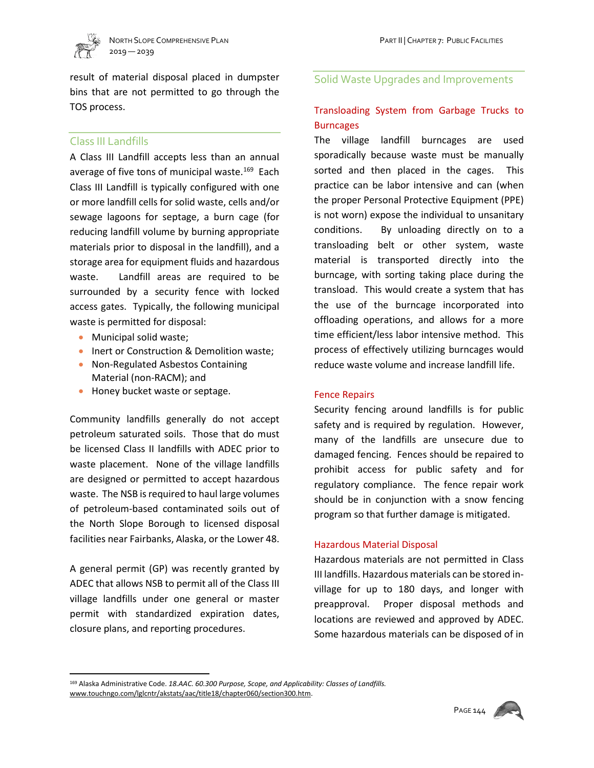result of material disposal placed in dumpster bins that are not permitted to go through the TOS process.

## Class III Landfills

A Class III Landfill accepts less than an annual average of five tons of municipal waste.[169] Each Class III Landfill is typically configured with one or more landfill cells for solid waste, cells and/or sewage lagoons for septage, a burn cage (for reducing landfill volume by burning appropriate materials prior to disposal in the landfill), and a storage area for equipment fluids and hazardous waste. Landfill areas are required to be surrounded by a security fence with locked access gates. Typically, the following municipal waste is permitted for disposal:

- Municipal solid waste;
- Inert or Construction & Demolition waste;
- Non-Regulated Asbestos Containing Material (non-RACM); and
- Honey bucket waste or septage.

Community landfills generally do not accept petroleum saturated soils. Those that do must be licensed Class II landfills with ADEC prior to waste placement. None of the village landfills are designed or permitted to accept hazardous waste. The NSB is required to haul large volumes of petroleum-based contaminated soils out of the North Slope Borough to licensed disposal facilities near Fairbanks, Alaska, or the Lower 48.

A general permit (GP) was recently granted by ADEC that allows NSB to permit all of the Class III village landfills under one general or master permit with standardized expiration dates, closure plans, and reporting procedures.

## Solid Waste Upgrades and Improvements

### Transloading System from Garbage Trucks to Burncages

The village landfill burncages are used sporadically because waste must be manually sorted and then placed in the cages. This practice can be labor intensive and can (when the proper Personal Protective Equipment (PPE) is not worn) expose the individual to unsanitary conditions. By unloading directly on to a transloading belt or other system, waste material is transported directly into the burncage, with sorting taking place during the transload. This would create a system that has the use of the burncage incorporated into offloading operations, and allows for a more time efficient/less labor intensive method. This process of effectively utilizing burncages would reduce waste volume and increase landfill life.

### Fence Repairs

Security fencing around landfills is for public safety and is required by regulation. However, many of the landfills are unsecure due to damaged fencing. Fences should be repaired to prohibit access for public safety and for regulatory compliance. The fence repair work should be in conjunction with a snow fencing program so that further damage is mitigated.

### Hazardous Material Disposal

Hazardous materials are not permitted in Class III landfills. Hazardous materials can be stored in-village for up to 180 days, and longer with preapproval. Proper disposal methods and locations are reviewed and approved by ADEC. Some hazardous materials can be disposed of in

---

[169] Alaska Administrative Code. *18.AAC. 60.300 Purpose, Scope, and Applicability: Classes of Landfills.* www.touchngo.com/lglcntr/akstats/aac/title18/chapter060/section300.htm.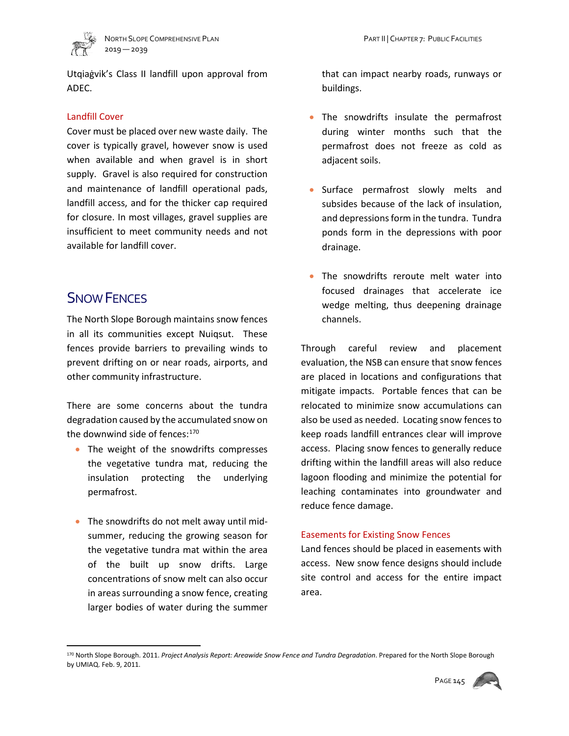Utqiaġvik's Class II landfill upon approval from ADEC.

### Landfill Cover

Cover must be placed over new waste daily. The cover is typically gravel, however snow is used when available and when gravel is in short supply. Gravel is also required for construction and maintenance of landfill operational pads, landfill access, and for the thicker cap required for closure. In most villages, gravel supplies are insufficient to meet community needs and not available for landfill cover.

## Snow Fences

The North Slope Borough maintains snow fences in all its communities except Nuiqsut. These fences provide barriers to prevailing winds to prevent drifting on or near roads, airports, and other community infrastructure.

There are some concerns about the tundra degradation caused by the accumulated snow on the downwind side of fences:[170]

- The weight of the snowdrifts compresses the vegetative tundra mat, reducing the insulation protecting the underlying permafrost.
- The snowdrifts do not melt away until mid-summer, reducing the growing season for the vegetative tundra mat within the area of the built up snow drifts. Large concentrations of snow melt can also occur in areas surrounding a snow fence, creating larger bodies of water during the summer that can impact nearby roads, runways or buildings.
- The snowdrifts insulate the permafrost during winter months such that the permafrost does not freeze as cold as adjacent soils.
- Surface permafrost slowly melts and subsides because of the lack of insulation, and depressions form in the tundra. Tundra ponds form in the depressions with poor drainage.
- The snowdrifts reroute melt water into focused drainages that accelerate ice wedge melting, thus deepening drainage channels.

Through careful review and placement evaluation, the NSB can ensure that snow fences are placed in locations and configurations that mitigate impacts. Portable fences that can be relocated to minimize snow accumulations can also be used as needed. Locating snow fences to keep roads landfill entrances clear will improve access. Placing snow fences to generally reduce drifting within the landfill areas will also reduce lagoon flooding and minimize the potential for leaching contaminates into groundwater and reduce fence damage.

### Easements for Existing Snow Fences

Land fences should be placed in easements with access. New snow fence designs should include site control and access for the entire impact area.

---

[170] North Slope Borough. 2011. *Project Analysis Report: Areawide Snow Fence and Tundra Degradation*. Prepared for the North Slope Borough by UMIAQ. Feb. 9, 2011.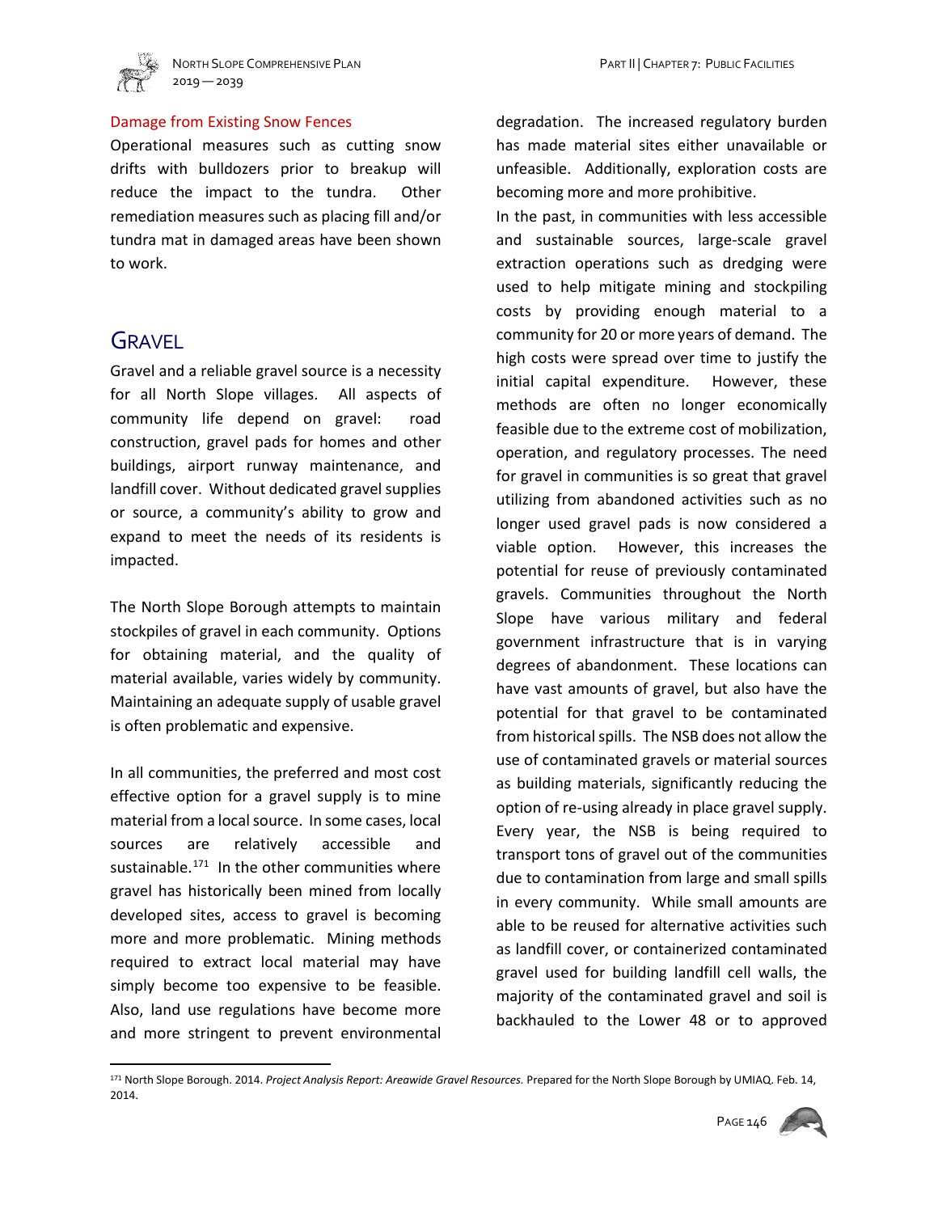### Damage from Existing Snow Fences

Operational measures such as cutting snow drifts with bulldozers prior to breakup will reduce the impact to the tundra. Other remediation measures such as placing fill and/or tundra mat in damaged areas have been shown to work.

## Gravel

Gravel and a reliable gravel source is a necessity for all North Slope villages. All aspects of community life depend on gravel: road construction, gravel pads for homes and other buildings, airport runway maintenance, and landfill cover. Without dedicated gravel supplies or source, a community's ability to grow and expand to meet the needs of its residents is impacted.

The North Slope Borough attempts to maintain stockpiles of gravel in each community. Options for obtaining material, and the quality of material available, varies widely by community. Maintaining an adequate supply of usable gravel is often problematic and expensive.

In all communities, the preferred and most cost effective option for a gravel supply is to mine material from a local source. In some cases, local sources are relatively accessible and sustainable.[171] In the other communities where gravel has historically been mined from locally developed sites, access to gravel is becoming more and more problematic. Mining methods required to extract local material may have simply become too expensive to be feasible. Also, land use regulations have become more and more stringent to prevent environmental degradation. The increased regulatory burden has made material sites either unavailable or unfeasible. Additionally, exploration costs are becoming more and more prohibitive.

In the past, in communities with less accessible and sustainable sources, large-scale gravel extraction operations such as dredging were used to help mitigate mining and stockpiling costs by providing enough material to a community for 20 or more years of demand. The high costs were spread over time to justify the initial capital expenditure. However, these methods are often no longer economically feasible due to the extreme cost of mobilization, operation, and regulatory processes. The need for gravel in communities is so great that gravel utilizing from abandoned activities such as no longer used gravel pads is now considered a viable option. However, this increases the potential for reuse of previously contaminated gravels. Communities throughout the North Slope have various military and federal government infrastructure that is in varying degrees of abandonment. These locations can have vast amounts of gravel, but also have the potential for that gravel to be contaminated from historical spills. The NSB does not allow the use of contaminated gravels or material sources as building materials, significantly reducing the option of re-using already in place gravel supply. Every year, the NSB is being required to transport tons of gravel out of the communities due to contamination from large and small spills in every community. While small amounts are able to be reused for alternative activities such as landfill cover, or containerized contaminated gravel used for building landfill cell walls, the majority of the contaminated gravel and soil is backhauled to the Lower 48 or to approved

---

[171] North Slope Borough. 2014. *Project Analysis Report: Areawide Gravel Resources.* Prepared for the North Slope Borough by UMIAQ. Feb. 14, 2014.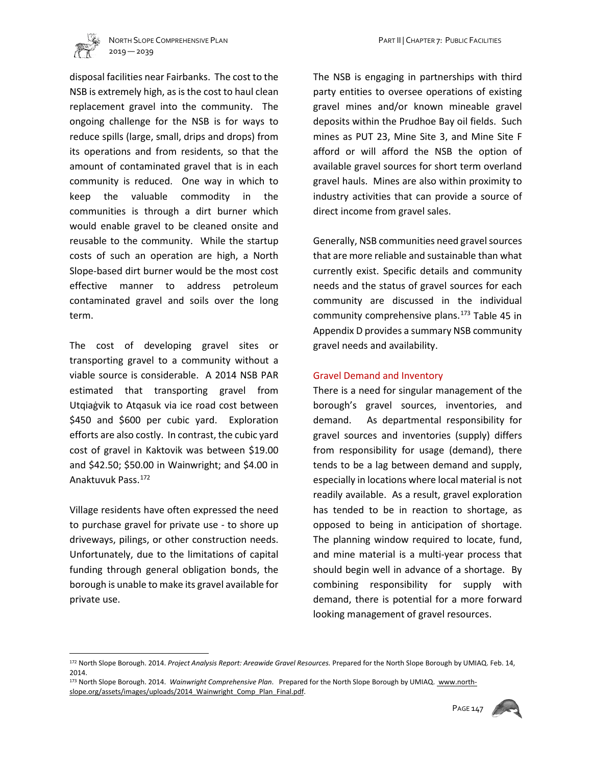disposal facilities near Fairbanks. The cost to the NSB is extremely high, as is the cost to haul clean replacement gravel into the community. The ongoing challenge for the NSB is for ways to reduce spills (large, small, drips and drops) from its operations and from residents, so that the amount of contaminated gravel that is in each community is reduced. One way in which to keep the valuable commodity in the communities is through a dirt burner which would enable gravel to be cleaned onsite and reusable to the community. While the startup costs of such an operation are high, a North Slope-based dirt burner would be the most cost effective manner to address petroleum contaminated gravel and soils over the long term.

The cost of developing gravel sites or transporting gravel to a community without a viable source is considerable. A 2014 NSB PAR estimated that transporting gravel from Utqiaġvik to Atqasuk via ice road cost between \$450 and \$600 per cubic yard. Exploration efforts are also costly. In contrast, the cubic yard cost of gravel in Kaktovik was between \$19.00 and \$42.50; \$50.00 in Wainwright; and \$4.00 in Anaktuvuk Pass.[172]

Village residents have often expressed the need to purchase gravel for private use - to shore up driveways, pilings, or other construction needs. Unfortunately, due to the limitations of capital funding through general obligation bonds, the borough is unable to make its gravel available for private use.

The NSB is engaging in partnerships with third party entities to oversee operations of existing gravel mines and/or known mineable gravel deposits within the Prudhoe Bay oil fields. Such mines as PUT 23, Mine Site 3, and Mine Site F afford or will afford the NSB the option of available gravel sources for short term overland gravel hauls. Mines are also within proximity to industry activities that can provide a source of direct income from gravel sales.

Generally, NSB communities need gravel sources that are more reliable and sustainable than what currently exist. Specific details and community needs and the status of gravel sources for each community are discussed in the individual community comprehensive plans.[173] Table 45 in Appendix D provides a summary NSB community gravel needs and availability.

### Gravel Demand and Inventory

There is a need for singular management of the borough's gravel sources, inventories, and demand. As departmental responsibility for gravel sources and inventories (supply) differs from responsibility for usage (demand), there tends to be a lag between demand and supply, especially in locations where local material is not readily available. As a result, gravel exploration has tended to be in reaction to shortage, as opposed to being in anticipation of shortage. The planning window required to locate, fund, and mine material is a multi-year process that should begin well in advance of a shortage. By combining responsibility for supply with demand, there is potential for a more forward looking management of gravel resources.

---

[172] North Slope Borough. 2014. *Project Analysis Report: Areawide Gravel Resources.* Prepared for the North Slope Borough by UMIAQ. Feb. 14, 2014.

[173] North Slope Borough. 2014. *Wainwright Comprehensive Plan*. Prepared for the North Slope Borough by UMIAQ. www.north-slope.org/assets/images/uploads/2014_Wainwright_Comp_Plan_Final.pdf.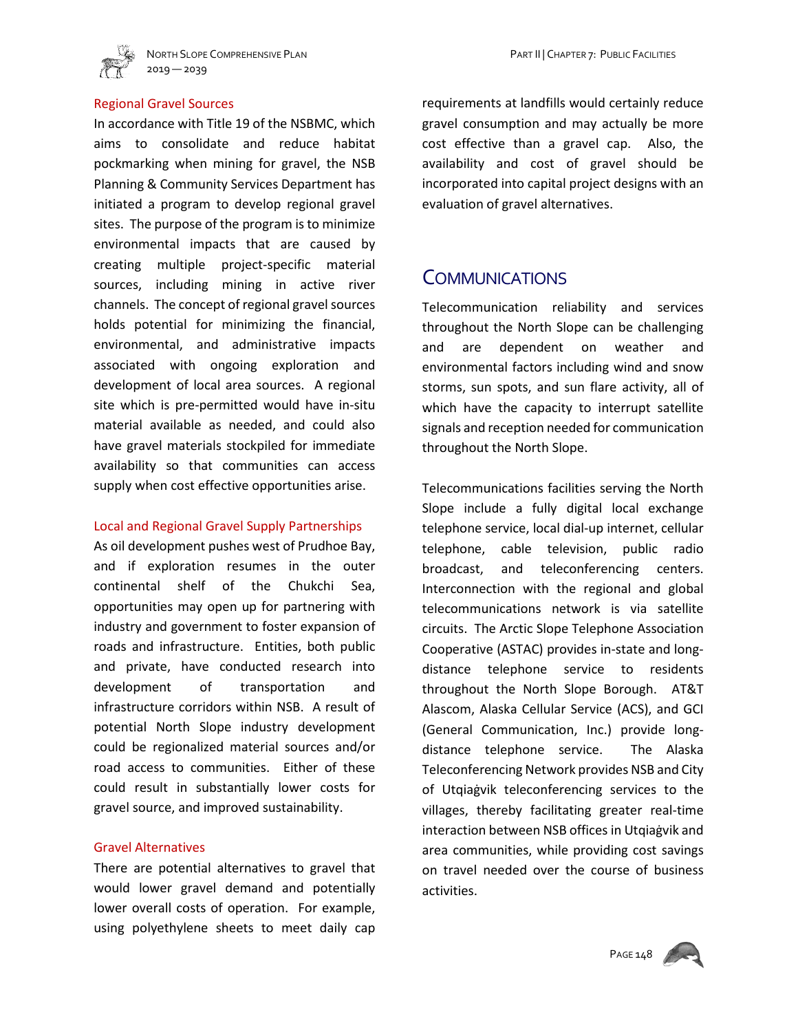### Regional Gravel Sources

In accordance with Title 19 of the NSBMC, which aims to consolidate and reduce habitat pockmarking when mining for gravel, the NSB Planning & Community Services Department has initiated a program to develop regional gravel sites. The purpose of the program is to minimize environmental impacts that are caused by creating multiple project-specific material sources, including mining in active river channels. The concept of regional gravel sources holds potential for minimizing the financial, environmental, and administrative impacts associated with ongoing exploration and development of local area sources. A regional site which is pre-permitted would have in-situ material available as needed, and could also have gravel materials stockpiled for immediate availability so that communities can access supply when cost effective opportunities arise.

### Local and Regional Gravel Supply Partnerships

As oil development pushes west of Prudhoe Bay, and if exploration resumes in the outer continental shelf of the Chukchi Sea, opportunities may open up for partnering with industry and government to foster expansion of roads and infrastructure. Entities, both public and private, have conducted research into development of transportation and infrastructure corridors within NSB. A result of potential North Slope industry development could be regionalized material sources and/or road access to communities. Either of these could result in substantially lower costs for gravel source, and improved sustainability.

### Gravel Alternatives

There are potential alternatives to gravel that would lower gravel demand and potentially lower overall costs of operation. For example, using polyethylene sheets to meet daily cap requirements at landfills would certainly reduce gravel consumption and may actually be more cost effective than a gravel cap. Also, the availability and cost of gravel should be incorporated into capital project designs with an evaluation of gravel alternatives.

## Communications

Telecommunication reliability and services throughout the North Slope can be challenging and are dependent on weather and environmental factors including wind and snow storms, sun spots, and sun flare activity, all of which have the capacity to interrupt satellite signals and reception needed for communication throughout the North Slope.

Telecommunications facilities serving the North Slope include a fully digital local exchange telephone service, local dial-up internet, cellular telephone, cable television, public radio broadcast, and teleconferencing centers. Interconnection with the regional and global telecommunications network is via satellite circuits. The Arctic Slope Telephone Association Cooperative (ASTAC) provides in-state and long-distance telephone service to residents throughout the North Slope Borough. AT&T Alascom, Alaska Cellular Service (ACS), and GCI (General Communication, Inc.) provide long-distance telephone service. The Alaska Teleconferencing Network provides NSB and City of Utqiaġvik teleconferencing services to the villages, thereby facilitating greater real-time interaction between NSB offices in Utqiaġvik and area communities, while providing cost savings on travel needed over the course of business activities.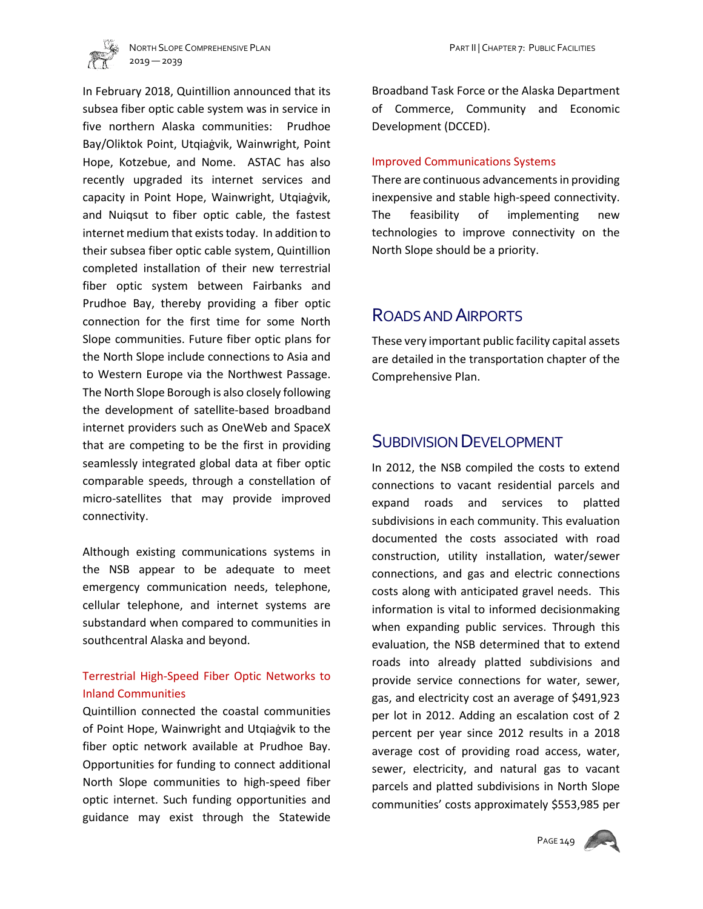In February 2018, Quintillion announced that its subsea fiber optic cable system was in service in five northern Alaska communities: Prudhoe Bay/Oliktok Point, Utqiaġvik, Wainwright, Point Hope, Kotzebue, and Nome. ASTAC has also recently upgraded its internet services and capacity in Point Hope, Wainwright, Utqiaġvik, and Nuiqsut to fiber optic cable, the fastest internet medium that exists today. In addition to their subsea fiber optic cable system, Quintillion completed installation of their new terrestrial fiber optic system between Fairbanks and Prudhoe Bay, thereby providing a fiber optic connection for the first time for some North Slope communities. Future fiber optic plans for the North Slope include connections to Asia and to Western Europe via the Northwest Passage. The North Slope Borough is also closely following the development of satellite-based broadband internet providers such as OneWeb and SpaceX that are competing to be the first in providing seamlessly integrated global data at fiber optic comparable speeds, through a constellation of micro-satellites that may provide improved connectivity.

Although existing communications systems in the NSB appear to be adequate to meet emergency communication needs, telephone, cellular telephone, and internet systems are substandard when compared to communities in southcentral Alaska and beyond.

### Terrestrial High-Speed Fiber Optic Networks to Inland Communities

Quintillion connected the coastal communities of Point Hope, Wainwright and Utqiaġvik to the fiber optic network available at Prudhoe Bay. Opportunities for funding to connect additional North Slope communities to high-speed fiber optic internet. Such funding opportunities and guidance may exist through the Statewide Broadband Task Force or the Alaska Department of Commerce, Community and Economic Development (DCCED).

### Improved Communications Systems

There are continuous advancements in providing inexpensive and stable high-speed connectivity. The feasibility of implementing new technologies to improve connectivity on the North Slope should be a priority.

## Roads and Airports

These very important public facility capital assets are detailed in the transportation chapter of the Comprehensive Plan.

## Subdivision Development

In 2012, the NSB compiled the costs to extend connections to vacant residential parcels and expand roads and services to platted subdivisions in each community. This evaluation documented the costs associated with road construction, utility installation, water/sewer connections, and gas and electric connections costs along with anticipated gravel needs. This information is vital to informed decisionmaking when expanding public services. Through this evaluation, the NSB determined that to extend roads into already platted subdivisions and provide service connections for water, sewer, gas, and electricity cost an average of $491,923 per lot in 2012. Adding an escalation cost of 2 percent per year since 2012 results in a 2018 average cost of providing road access, water, sewer, electricity, and natural gas to vacant parcels and platted subdivisions in North Slope communities' costs approximately $553,985 per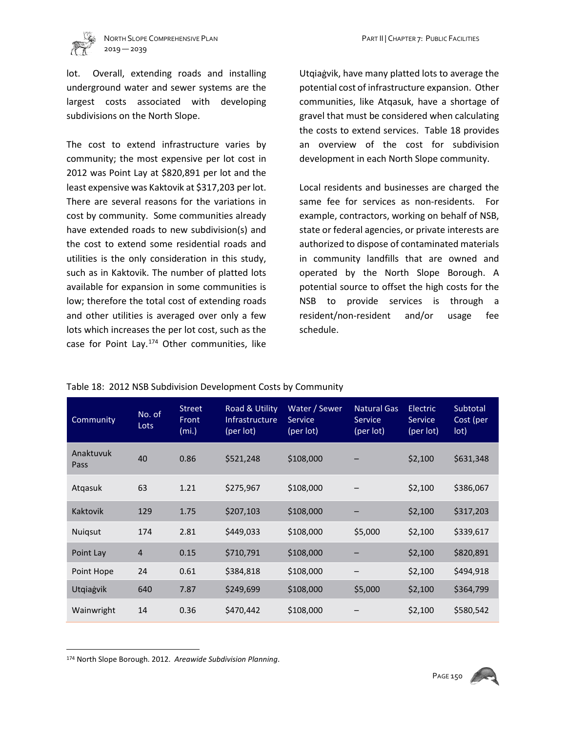lot. Overall, extending roads and installing underground water and sewer systems are the largest costs associated with developing subdivisions on the North Slope.

The cost to extend infrastructure varies by community; the most expensive per lot cost in 2012 was Point Lay at $820,891 per lot and the least expensive was Kaktovik at $317,203 per lot. There are several reasons for the variations in cost by community. Some communities already have extended roads to new subdivision(s) and the cost to extend some residential roads and utilities is the only consideration in this study, such as in Kaktovik. The number of platted lots available for expansion in some communities is low; therefore the total cost of extending roads and other utilities is averaged over only a few lots which increases the per lot cost, such as the case for Point Lay.[174] Other communities, like Utqiaġvik, have many platted lots to average the potential cost of infrastructure expansion. Other communities, like Atqasuk, have a shortage of gravel that must be considered when calculating the costs to extend services. Table 18 provides an overview of the cost for subdivision development in each North Slope community.

Local residents and businesses are charged the same fee for services as non-residents. For example, contractors, working on behalf of NSB, state or federal agencies, or private interests are authorized to dispose of contaminated materials in community landfills that are owned and operated by the North Slope Borough. A potential source to offset the high costs for the NSB to provide services is through a resident/non-resident and/or usage fee schedule.

Table 18: 2012 NSB Subdivision Development Costs by Community

| Community | No. of Lots | Street Front (mi.) | Road & Utility Infrastructure (per lot) | Water / Sewer Service (per lot) | Natural Gas Service (per lot) | Electric Service (per lot) | Subtotal Cost (per lot) |
|---|---|---|---|---|---|---|---|
| Anaktuvuk Pass | 40 | 0.86 | $521,248 | $108,000 | – | $2,100 | $631,348 |
| Atqasuk | 63 | 1.21 | $275,967 | $108,000 | – | $2,100 | $386,067 |
| Kaktovik | 129 | 1.75 | $207,103 | $108,000 | – | $2,100 | $317,203 |
| Nuiqsut | 174 | 2.81 | $449,033 | $108,000 | $5,000 | $2,100 | $339,617 |
| Point Lay | 4 | 0.15 | $710,791 | $108,000 | – | $2,100 | $820,891 |
| Point Hope | 24 | 0.61 | $384,818 | $108,000 | – | $2,100 | $494,918 |
| Utqiaġvik | 640 | 7.87 | $249,699 | $108,000 | $5,000 | $2,100 | $364,799 |
| Wainwright | 14 | 0.36 | $470,442 | $108,000 | – | $2,100 | $580,542 |

[174] North Slope Borough. 2012. *Areawide Subdivision Planning*.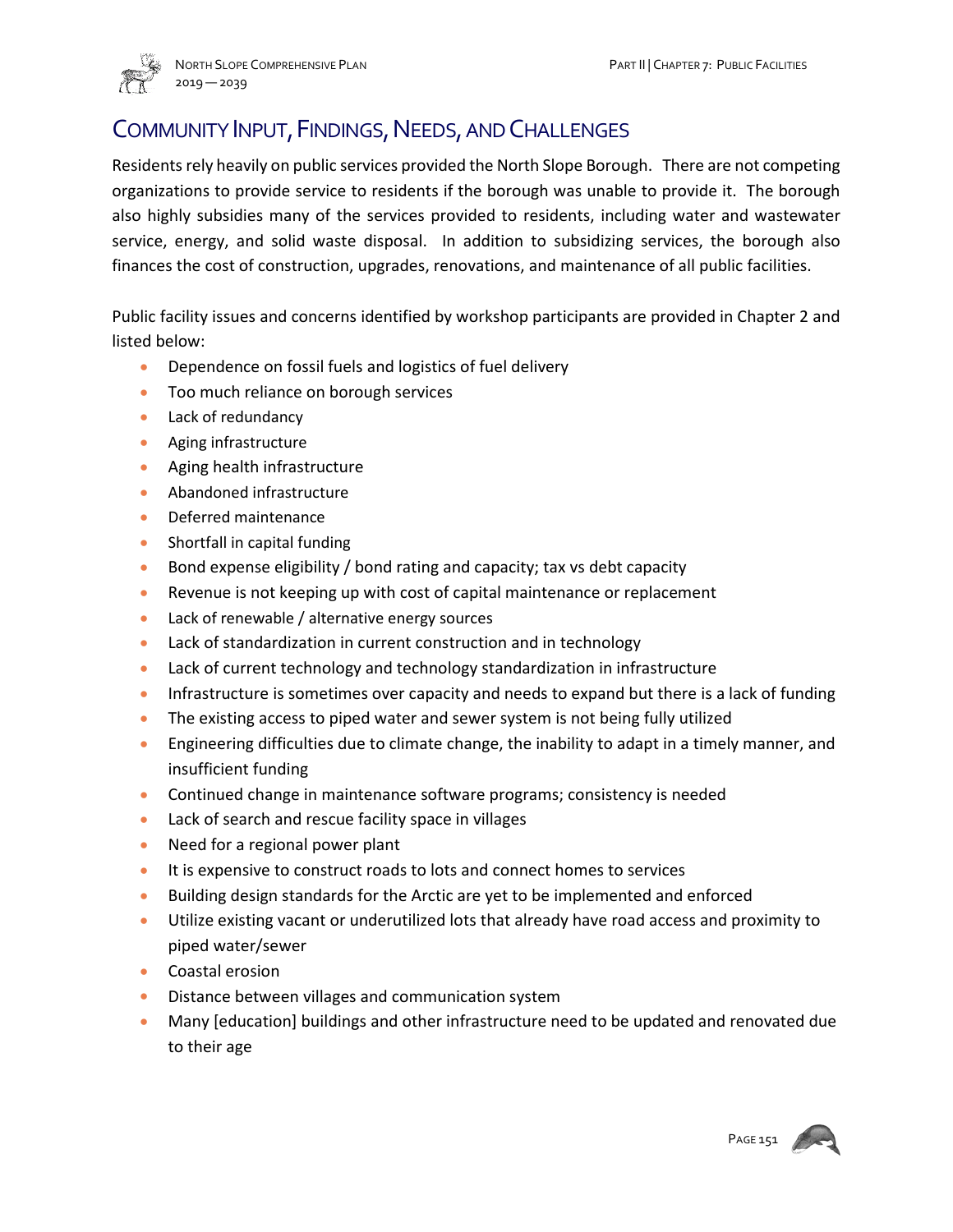## COMMUNITY INPUT, FINDINGS, NEEDS, AND CHALLENGES

Residents rely heavily on public services provided the North Slope Borough. There are not competing organizations to provide service to residents if the borough was unable to provide it. The borough also highly subsidies many of the services provided to residents, including water and wastewater service, energy, and solid waste disposal. In addition to subsidizing services, the borough also finances the cost of construction, upgrades, renovations, and maintenance of all public facilities.

Public facility issues and concerns identified by workshop participants are provided in Chapter 2 and listed below:

- Dependence on fossil fuels and logistics of fuel delivery
- Too much reliance on borough services
- Lack of redundancy
- Aging infrastructure
- Aging health infrastructure
- Abandoned infrastructure
- Deferred maintenance
- Shortfall in capital funding
- Bond expense eligibility / bond rating and capacity; tax vs debt capacity
- Revenue is not keeping up with cost of capital maintenance or replacement
- Lack of renewable / alternative energy sources
- Lack of standardization in current construction and in technology
- Lack of current technology and technology standardization in infrastructure
- Infrastructure is sometimes over capacity and needs to expand but there is a lack of funding
- The existing access to piped water and sewer system is not being fully utilized
- Engineering difficulties due to climate change, the inability to adapt in a timely manner, and insufficient funding
- Continued change in maintenance software programs; consistency is needed
- Lack of search and rescue facility space in villages
- Need for a regional power plant
- It is expensive to construct roads to lots and connect homes to services
- Building design standards for the Arctic are yet to be implemented and enforced
- Utilize existing vacant or underutilized lots that already have road access and proximity to piped water/sewer
- Coastal erosion
- Distance between villages and communication system
- Many [education] buildings and other infrastructure need to be updated and renovated due to their age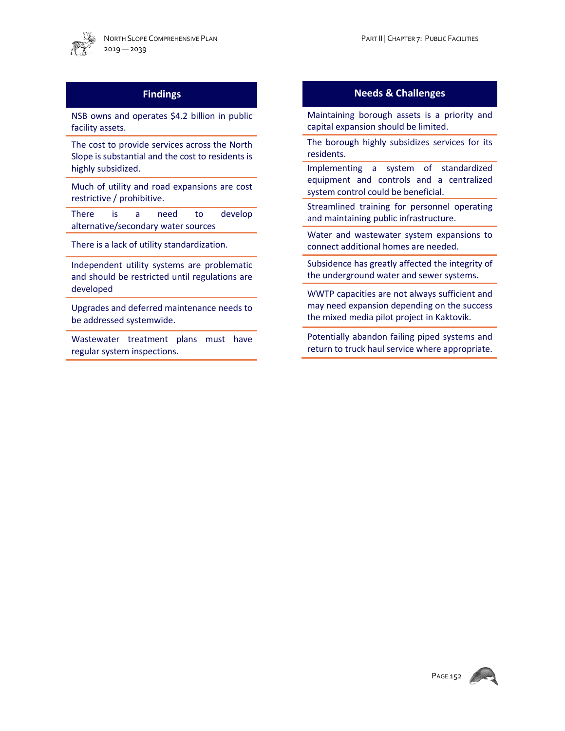## Findings

- NSB owns and operates $4.2 billion in public facility assets.
- The cost to provide services across the North Slope is substantial and the cost to residents is highly subsidized.
- Much of utility and road expansions are cost restrictive / prohibitive.
- There is a need to develop alternative/secondary water sources
- There is a lack of utility standardization.
- Independent utility systems are problematic and should be restricted until regulations are developed
- Upgrades and deferred maintenance needs to be addressed systemwide.
- Wastewater treatment plans must have regular system inspections.

## Needs & Challenges

- Maintaining borough assets is a priority and capital expansion should be limited.
- The borough highly subsidizes services for its residents.
- Implementing a system of standardized equipment and controls and a centralized system control could be beneficial.
- Streamlined training for personnel operating and maintaining public infrastructure.
- Water and wastewater system expansions to connect additional homes are needed.
- Subsidence has greatly affected the integrity of the underground water and sewer systems.
- WWTP capacities are not always sufficient and may need expansion depending on the success the mixed media pilot project in Kaktovik.
- Potentially abandon failing piped systems and return to truck haul service where appropriate.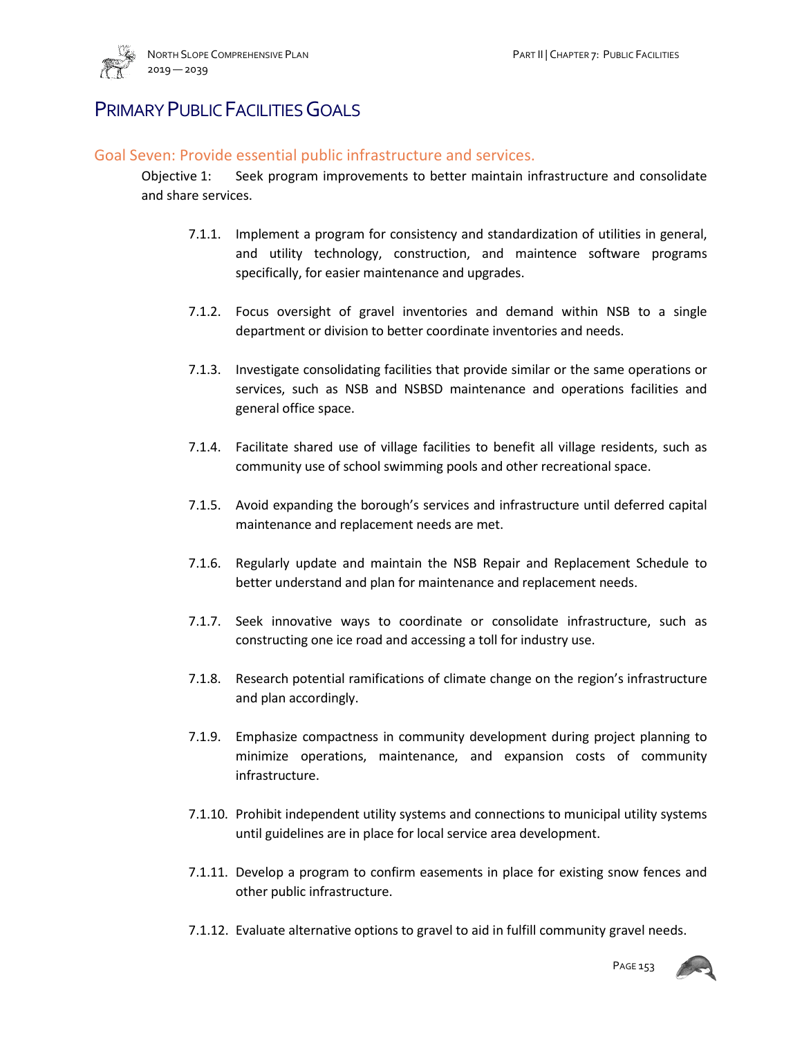# Primary Public Facilities Goals

## Goal Seven: Provide essential public infrastructure and services.

Objective 1: Seek program improvements to better maintain infrastructure and consolidate and share services.

- 7.1.1. Implement a program for consistency and standardization of utilities in general, and utility technology, construction, and maintence software programs specifically, for easier maintenance and upgrades.
- 7.1.2. Focus oversight of gravel inventories and demand within NSB to a single department or division to better coordinate inventories and needs.
- 7.1.3. Investigate consolidating facilities that provide similar or the same operations or services, such as NSB and NSBSD maintenance and operations facilities and general office space.
- 7.1.4. Facilitate shared use of village facilities to benefit all village residents, such as community use of school swimming pools and other recreational space.
- 7.1.5. Avoid expanding the borough's services and infrastructure until deferred capital maintenance and replacement needs are met.
- 7.1.6. Regularly update and maintain the NSB Repair and Replacement Schedule to better understand and plan for maintenance and replacement needs.
- 7.1.7. Seek innovative ways to coordinate or consolidate infrastructure, such as constructing one ice road and accessing a toll for industry use.
- 7.1.8. Research potential ramifications of climate change on the region's infrastructure and plan accordingly.
- 7.1.9. Emphasize compactness in community development during project planning to minimize operations, maintenance, and expansion costs of community infrastructure.
- 7.1.10. Prohibit independent utility systems and connections to municipal utility systems until guidelines are in place for local service area development.
- 7.1.11. Develop a program to confirm easements in place for existing snow fences and other public infrastructure.
- 7.1.12. Evaluate alternative options to gravel to aid in fulfill community gravel needs.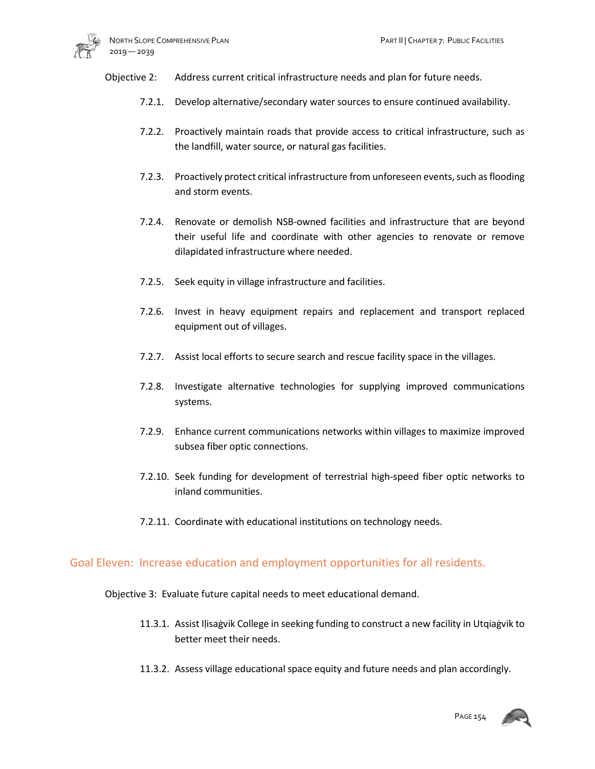Objective 2: Address current critical infrastructure needs and plan for future needs.

7.2.1. Develop alternative/secondary water sources to ensure continued availability.

7.2.2. Proactively maintain roads that provide access to critical infrastructure, such as the landfill, water source, or natural gas facilities.

7.2.3. Proactively protect critical infrastructure from unforeseen events, such as flooding and storm events.

7.2.4. Renovate or demolish NSB-owned facilities and infrastructure that are beyond their useful life and coordinate with other agencies to renovate or remove dilapidated infrastructure where needed.

7.2.5. Seek equity in village infrastructure and facilities.

7.2.6. Invest in heavy equipment repairs and replacement and transport replaced equipment out of villages.

7.2.7. Assist local efforts to secure search and rescue facility space in the villages.

7.2.8. Investigate alternative technologies for supplying improved communications systems.

7.2.9. Enhance current communications networks within villages to maximize improved subsea fiber optic connections.

7.2.10. Seek funding for development of terrestrial high-speed fiber optic networks to inland communities.

7.2.11. Coordinate with educational institutions on technology needs.

## Goal Eleven: Increase education and employment opportunities for all residents.

Objective 3: Evaluate future capital needs to meet educational demand.

11.3.1. Assist Iḷisaġvik College in seeking funding to construct a new facility in Utqiaġvik to better meet their needs.

11.3.2. Assess village educational space equity and future needs and plan accordingly.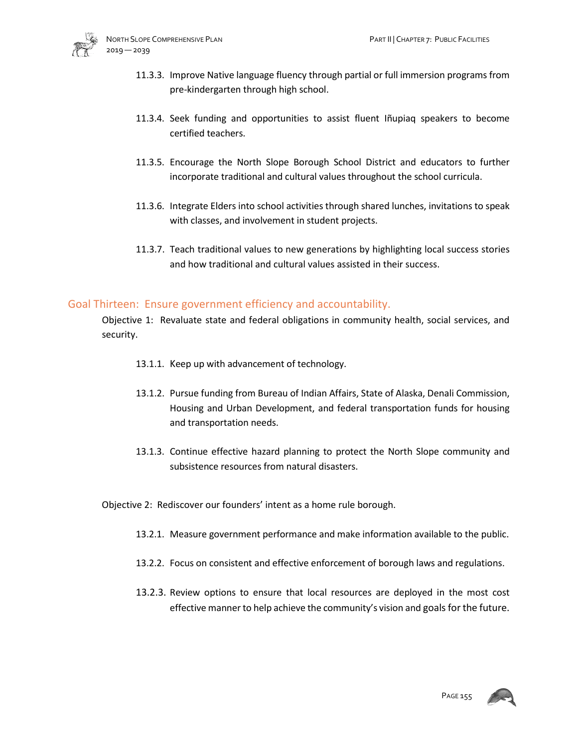11.3.3. Improve Native language fluency through partial or full immersion programs from pre-kindergarten through high school.

11.3.4. Seek funding and opportunities to assist fluent Iñupiaq speakers to become certified teachers.

11.3.5. Encourage the North Slope Borough School District and educators to further incorporate traditional and cultural values throughout the school curricula.

11.3.6. Integrate Elders into school activities through shared lunches, invitations to speak with classes, and involvement in student projects.

11.3.7. Teach traditional values to new generations by highlighting local success stories and how traditional and cultural values assisted in their success.

## Goal Thirteen: Ensure government efficiency and accountability.

Objective 1: Revaluate state and federal obligations in community health, social services, and security.

13.1.1. Keep up with advancement of technology.

13.1.2. Pursue funding from Bureau of Indian Affairs, State of Alaska, Denali Commission, Housing and Urban Development, and federal transportation funds for housing and transportation needs.

13.1.3. Continue effective hazard planning to protect the North Slope community and subsistence resources from natural disasters.

Objective 2: Rediscover our founders' intent as a home rule borough.

13.2.1. Measure government performance and make information available to the public.

13.2.2. Focus on consistent and effective enforcement of borough laws and regulations.

13.2.3. Review options to ensure that local resources are deployed in the most cost effective manner to help achieve the community's vision and goals for the future.